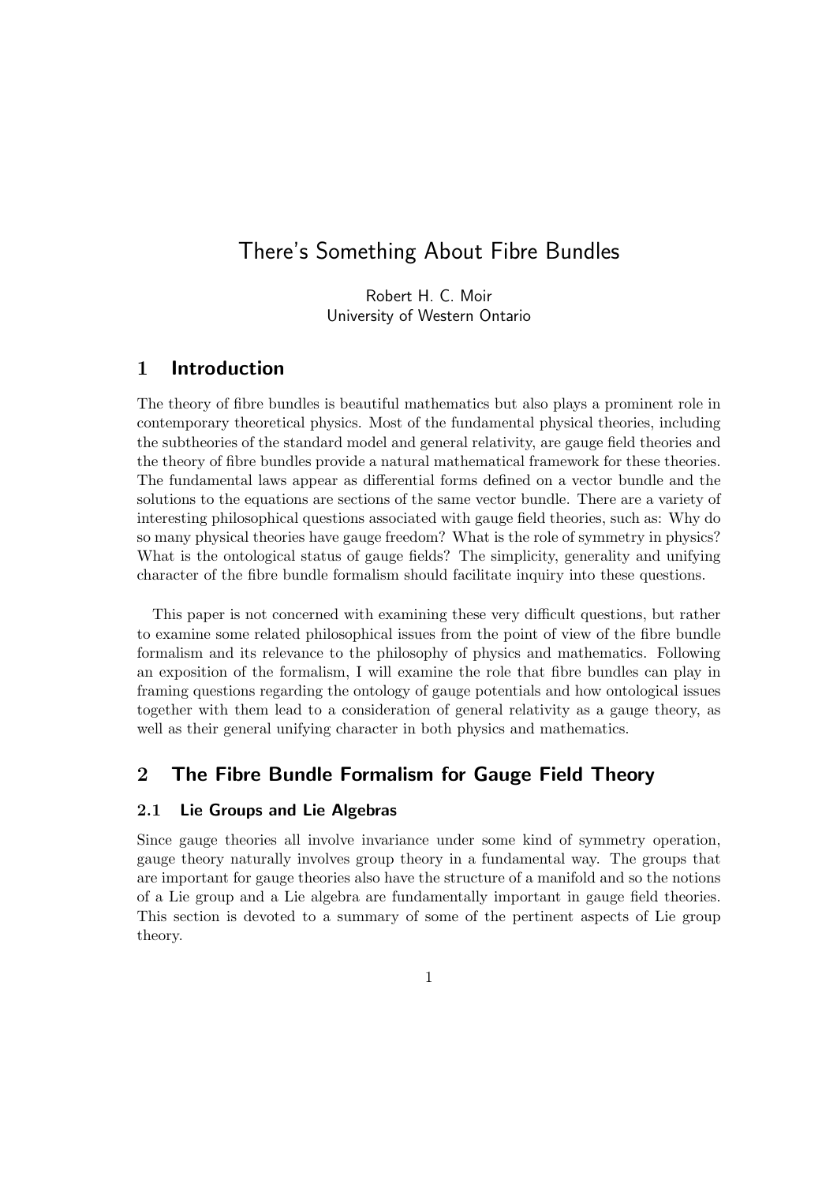# There's Something About Fibre Bundles

Robert H. C. Moir
University of Western Ontario

## 1 Introduction

The theory of fibre bundles is beautiful mathematics but also plays a prominent role in contemporary theoretical physics. Most of the fundamental physical theories, including the subtheories of the standard model and general relativity, are gauge field theories and the theory of fibre bundles provide a natural mathematical framework for these theories. The fundamental laws appear as differential forms defined on a vector bundle and the solutions to the equations are sections of the same vector bundle. There are a variety of interesting philosophical questions associated with gauge field theories, such as: Why do so many physical theories have gauge freedom? What is the role of symmetry in physics? What is the ontological status of gauge fields? The simplicity, generality and unifying character of the fibre bundle formalism should facilitate inquiry into these questions.

This paper is not concerned with examining these very difficult questions, but rather to examine some related philosophical issues from the point of view of the fibre bundle formalism and its relevance to the philosophy of physics and mathematics. Following an exposition of the formalism, I will examine the role that fibre bundles can play in framing questions regarding the ontology of gauge potentials and how ontological issues together with them lead to a consideration of general relativity as a gauge theory, as well as their general unifying character in both physics and mathematics.

## 2 The Fibre Bundle Formalism for Gauge Field Theory

### 2.1 Lie Groups and Lie Algebras

Since gauge theories all involve invariance under some kind of symmetry operation, gauge theory naturally involves group theory in a fundamental way. The groups that are important for gauge theories also have the structure of a manifold and so the notions of a Lie group and a Lie algebra are fundamentally important in gauge field theories. This section is devoted to a summary of some of the pertinent aspects of Lie group theory.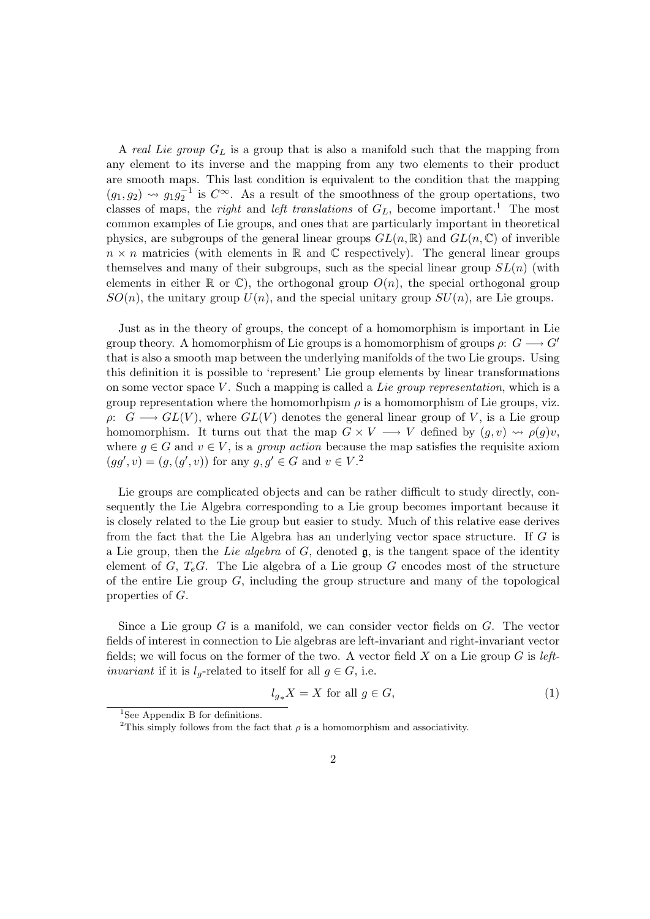A *real Lie group* $G_L$ is a group that is also a manifold such that the mapping from any element to its inverse and the mapping from any two elements to their product are smooth maps. This last condition is equivalent to the condition that the mapping $(g_1, g_2) \rightsquigarrow g_1 g_2^{-1}$ is $C^\infty$. As a result of the smoothness of the group opertations, two classes of maps, the *right* and *left translations* of $G_L$, become important.[1] The most common examples of Lie groups, and ones that are particularly important in theoretical physics, are subgroups of the general linear groups $GL(n, \mathbb{R})$ and $GL(n, \mathbb{C})$ of inverible $n \times n$ matricies (with elements in $\mathbb{R}$ and $\mathbb{C}$ respectively). The general linear groups themselves and many of their subgroups, such as the special linear group $SL(n)$ (with elements in either $\mathbb{R}$ or $\mathbb{C}$), the orthogonal group $O(n)$, the special orthogonal group $SO(n)$, the unitary group $U(n)$, and the special unitary group $SU(n)$, are Lie groups.

Just as in the theory of groups, the concept of a homomorphism is important in Lie group theory. A homomorphism of Lie groups is a homomorphism of groups $\rho$: $G \longrightarrow G'$ that is also a smooth map between the underlying manifolds of the two Lie groups. Using this definition it is possible to 'represent' Lie group elements by linear transformations on some vector space $V$. Such a mapping is called a *Lie group representation*, which is a group representation where the homomorhpism $\rho$ is a homomorphism of Lie groups, viz. $\rho$: $G \longrightarrow GL(V)$, where $GL(V)$ denotes the general linear group of $V$, is a Lie group homomorphism. It turns out that the map $G \times V \longrightarrow V$ defined by $(g, v) \rightsquigarrow \rho(g)v$, where $g \in G$ and $v \in V$, is a *group action* because the map satisfies the requisite axiom $(gg', v) = (g, (g', v))$ for any $g, g' \in G$ and $v \in V$.[2]

Lie groups are complicated objects and can be rather difficult to study directly, consequently the Lie Algebra corresponding to a Lie group becomes important because it is closely related to the Lie group but easier to study. Much of this relative ease derives from the fact that the Lie Algebra has an underlying vector space structure. If $G$ is a Lie group, then the *Lie algebra* of $G$, denoted $\mathfrak{g}$, is the tangent space of the identity element of $G$, $T_e G$. The Lie algebra of a Lie group $G$ encodes most of the structure of the entire Lie group $G$, including the group structure and many of the topological properties of $G$.

Since a Lie group $G$ is a manifold, we can consider vector fields on $G$. The vector fields of interest in connection to Lie algebras are left-invariant and right-invariant vector fields; we will focus on the former of the two. A vector field $X$ on a Lie group $G$ is *left-invariant* if it is $l_g$-related to itself for all $g \in G$, i.e.

$$l_{g_*} X = X \text{ for all } g \in G, \tag{1}$$

[1] See Appendix B for definitions.

[2] This simply follows from the fact that $\rho$ is a homomorphism and associativity.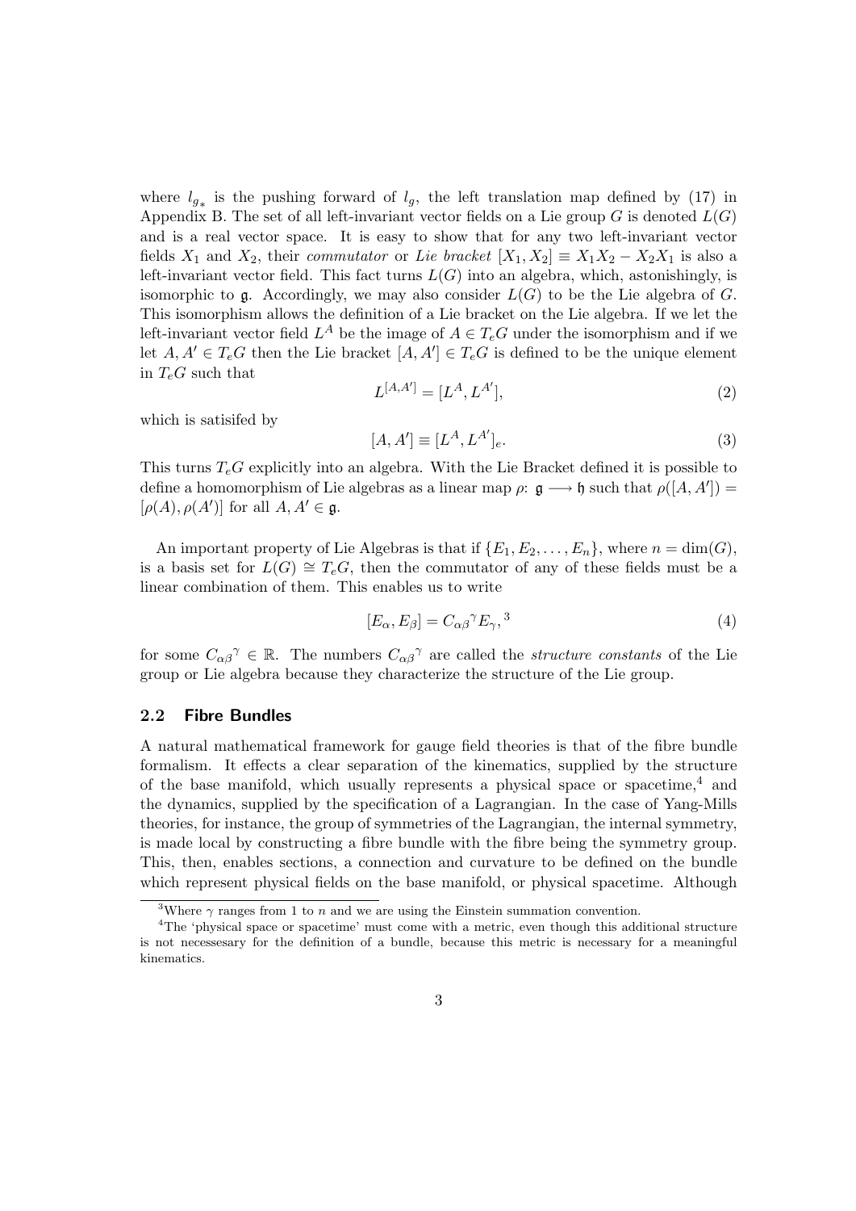where $l_{g_*}$ is the pushing forward of $l_g$, the left translation map defined by (17) in Appendix B. The set of all left-invariant vector fields on a Lie group $G$ is denoted $L(G)$ and is a real vector space. It is easy to show that for any two left-invariant vector fields $X_1$ and $X_2$, their *commutator* or *Lie bracket* $[X_1, X_2] \equiv X_1X_2 - X_2X_1$ is also a left-invariant vector field. This fact turns $L(G)$ into an algebra, which, astonishingly, is isomorphic to $\mathfrak{g}$. Accordingly, we may also consider $L(G)$ to be the Lie algebra of $G$. This isomorphism allows the definition of a Lie bracket on the Lie algebra. If we let the left-invariant vector field $L^A$ be the image of $A \in T_eG$ under the isomorphism and if we let $A, A' \in T_eG$ then the Lie bracket $[A, A'] \in T_eG$ is defined to be the unique element in $T_eG$ such that

$$L^{[A,A']} = [L^A, L^{A'}], \tag{2}$$

which is satisifed by

$$[A, A'] \equiv [L^A, L^{A'}]_e. \tag{3}$$

This turns $T_eG$ explicitly into an algebra. With the Lie Bracket defined it is possible to define a homomorphism of Lie algebras as a linear map $\rho$: $\mathfrak{g} \longrightarrow \mathfrak{h}$ such that $\rho([A, A']) = [\rho(A), \rho(A')]$ for all $A, A' \in \mathfrak{g}$.

An important property of Lie Algebras is that if $\{E_1, E_2, \ldots, E_n\}$, where $n = \dim(G)$, is a basis set for $L(G) \cong T_eG$, then the commutator of any of these fields must be a linear combination of them. This enables us to write

$$[E_\alpha, E_\beta] = C_{\alpha\beta}{}^{\gamma} E_\gamma, \text{[3]} \tag{4}$$

for some $C_{\alpha\beta}{}^{\gamma} \in \mathbb{R}$. The numbers $C_{\alpha\beta}{}^{\gamma}$ are called the *structure constants* of the Lie group or Lie algebra because they characterize the structure of the Lie group.

### 2.2 Fibre Bundles

A natural mathematical framework for gauge field theories is that of the fibre bundle formalism. It effects a clear separation of the kinematics, supplied by the structure of the base manifold, which usually represents a physical space or spacetime,[4] and the dynamics, supplied by the specification of a Lagrangian. In the case of Yang-Mills theories, for instance, the group of symmetries of the Lagrangian, the internal symmetry, is made local by constructing a fibre bundle with the fibre being the symmetry group. This, then, enables sections, a connection and curvature to be defined on the bundle which represent physical fields on the base manifold, or physical spacetime. Although

[3] Where $\gamma$ ranges from 1 to $n$ and we are using the Einstein summation convention.

[4] The 'physical space or spacetime' must come with a metric, even though this additional structure is not necessesary for the definition of a bundle, because this metric is necessary for a meaningful kinematics.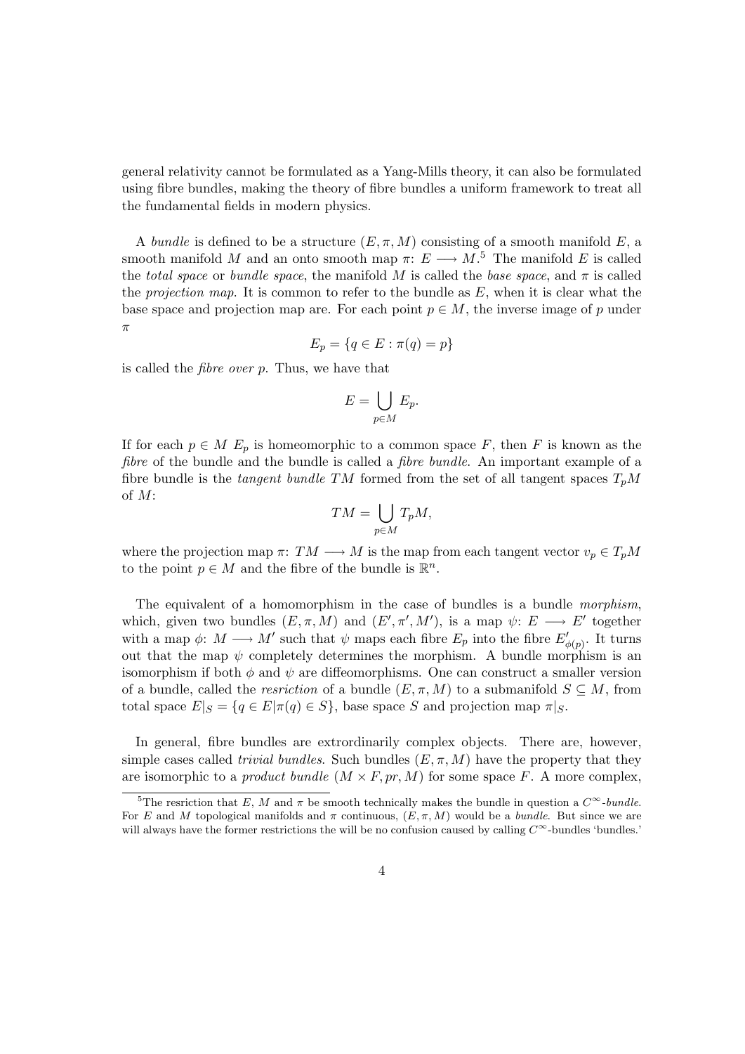general relativity cannot be formulated as a Yang-Mills theory, it can also be formulated using fibre bundles, making the theory of fibre bundles a uniform framework to treat all the fundamental fields in modern physics.

A *bundle* is defined to be a structure $(E, \pi, M)$ consisting of a smooth manifold $E$, a smooth manifold $M$ and an onto smooth map $\pi\colon E \longrightarrow M$.[5] The manifold $E$ is called the *total space* or *bundle space*, the manifold $M$ is called the *base space*, and $\pi$ is called the *projection map*. It is common to refer to the bundle as $E$, when it is clear what the base space and projection map are. For each point $p \in M$, the inverse image of $p$ under $\pi$

$$E_p = \{q \in E : \pi(q) = p\}$$

is called the *fibre over* $p$. Thus, we have that

$$E = \bigcup_{p \in M} E_p.$$

If for each $p \in M$ $E_p$ is homeomorphic to a common space $F$, then $F$ is known as the *fibre* of the bundle and the bundle is called a *fibre bundle*. An important example of a fibre bundle is the *tangent bundle* $TM$ formed from the set of all tangent spaces $T_pM$ of $M$:

$$TM = \bigcup_{p \in M} T_pM,$$

where the projection map $\pi\colon TM \longrightarrow M$ is the map from each tangent vector $v_p \in T_pM$ to the point $p \in M$ and the fibre of the bundle is $\mathbb{R}^n$.

The equivalent of a homomorphism in the case of bundles is a bundle *morphism*, which, given two bundles $(E, \pi, M)$ and $(E', \pi', M')$, is a map $\psi\colon E \longrightarrow E'$ together with a map $\phi\colon M \longrightarrow M'$ such that $\psi$ maps each fibre $E_p$ into the fibre $E'_{\phi(p)}$. It turns out that the map $\psi$ completely determines the morphism. A bundle morphism is an isomorphism if both $\phi$ and $\psi$ are diffeomorphisms. One can construct a smaller version of a bundle, called the *resriction* of a bundle $(E, \pi, M)$ to a submanifold $S \subseteq M$, from total space $E|_S = \{q \in E | \pi(q) \in S\}$, base space $S$ and projection map $\pi|_S$.

In general, fibre bundles are extrordinarily complex objects. There are, however, simple cases called *trivial bundles*. Such bundles $(E, \pi, M)$ have the property that they are isomorphic to a *product bundle* $(M \times F, pr, M)$ for some space $F$. A more complex,

[5] The resriction that $E$, $M$ and $\pi$ be smooth technically makes the bundle in question a $C^\infty$*-bundle*. For $E$ and $M$ topological manifolds and $\pi$ continuous, $(E, \pi, M)$ would be a *bundle*. But since we are will always have the former restrictions the will be no confusion caused by calling $C^\infty$-bundles 'bundles.'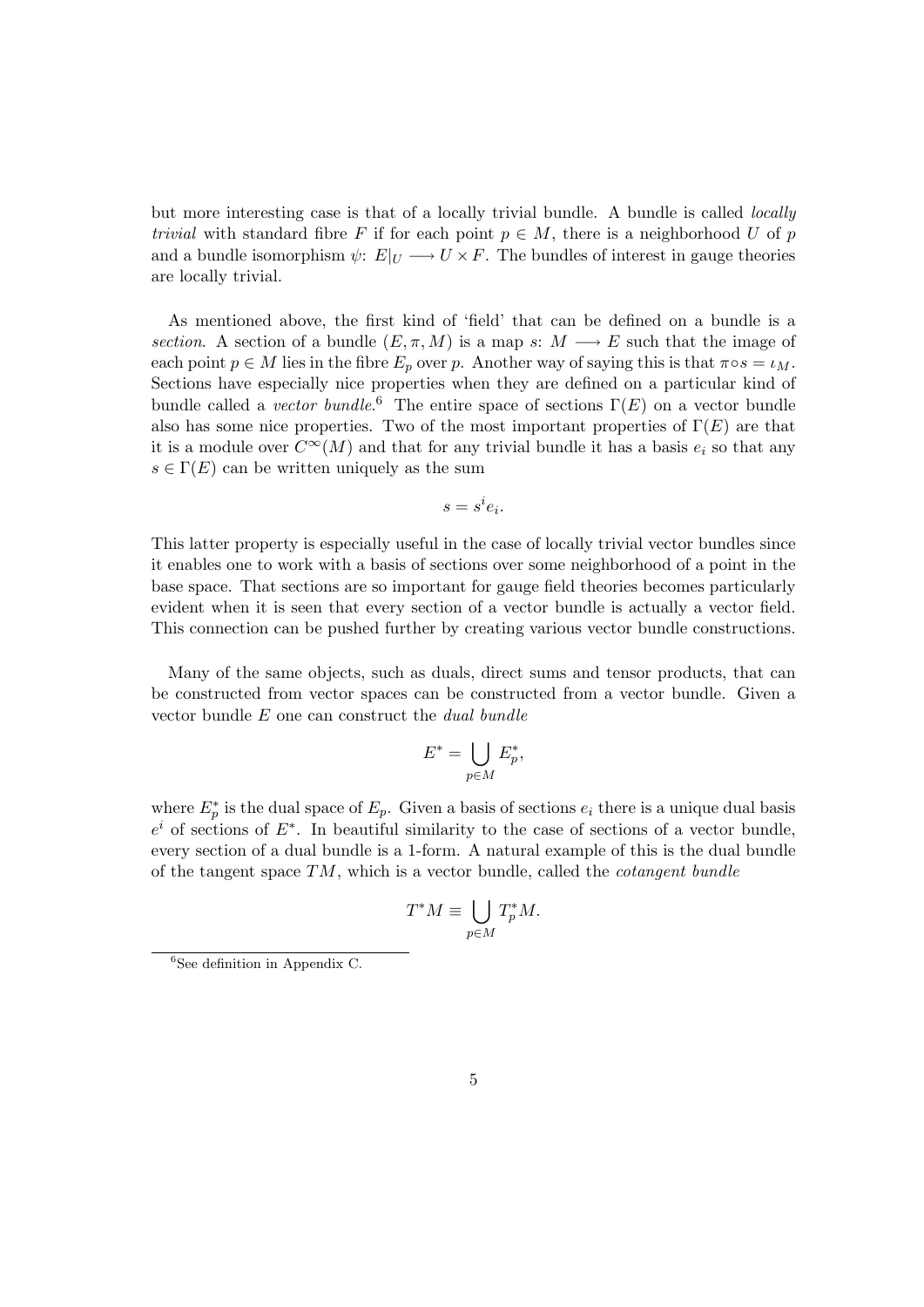but more interesting case is that of a locally trivial bundle. A bundle is called *locally trivial* with standard fibre $F$ if for each point $p \in M$, there is a neighborhood $U$ of $p$ and a bundle isomorphism $\psi\colon E|_U \longrightarrow U \times F$. The bundles of interest in gauge theories are locally trivial.

As mentioned above, the first kind of 'field' that can be defined on a bundle is a *section*. A section of a bundle $(E, \pi, M)$ is a map $s\colon M \longrightarrow E$ such that the image of each point $p \in M$ lies in the fibre $E_p$ over $p$. Another way of saying this is that $\pi \circ s = \iota_M$. Sections have especially nice properties when they are defined on a particular kind of bundle called a *vector bundle*.[6] The entire space of sections $\Gamma(E)$ on a vector bundle also has some nice properties. Two of the most important properties of $\Gamma(E)$ are that it is a module over $C^\infty(M)$ and that for any trivial bundle it has a basis $e_i$ so that any $s \in \Gamma(E)$ can be written uniquely as the sum

$$s = s^i e_i.$$

This latter property is especially useful in the case of locally trivial vector bundles since it enables one to work with a basis of sections over some neighborhood of a point in the base space. That sections are so important for gauge field theories becomes particularly evident when it is seen that every section of a vector bundle is actually a vector field. This connection can be pushed further by creating various vector bundle constructions.

Many of the same objects, such as duals, direct sums and tensor products, that can be constructed from vector spaces can be constructed from a vector bundle. Given a vector bundle $E$ one can construct the *dual bundle*

$$E^* = \bigcup_{p \in M} E_p^*,$$

where $E_p^*$ is the dual space of $E_p$. Given a basis of sections $e_i$ there is a unique dual basis $e^i$ of sections of $E^*$. In beautiful similarity to the case of sections of a vector bundle, every section of a dual bundle is a 1-form. A natural example of this is the dual bundle of the tangent space $TM$, which is a vector bundle, called the *cotangent bundle*

$$T^*M \equiv \bigcup_{p \in M} T_p^* M.$$

[6] See definition in Appendix C.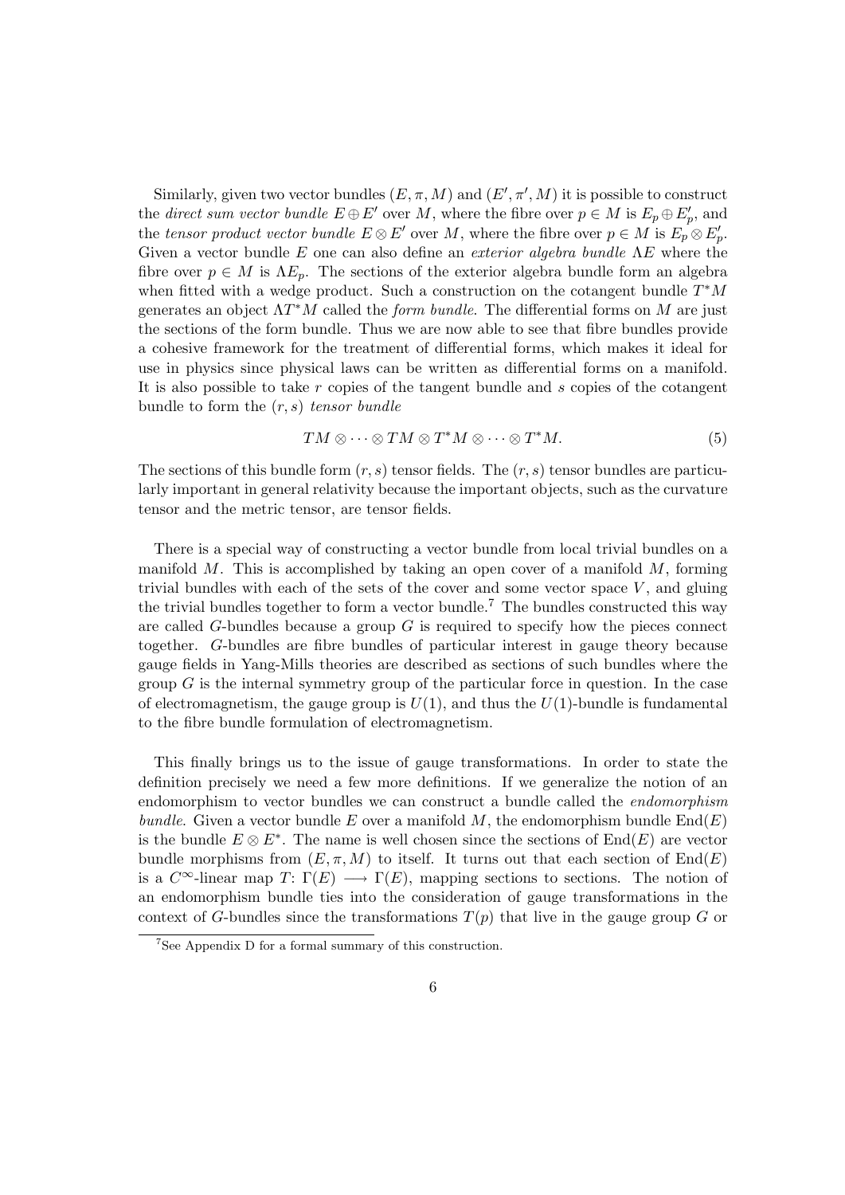Similarly, given two vector bundles $(E, \pi, M)$ and $(E', \pi', M)$ it is possible to construct the *direct sum vector bundle* $E \oplus E'$ over $M$, where the fibre over $p \in M$ is $E_p \oplus E'_p$, and the *tensor product vector bundle* $E \otimes E'$ over $M$, where the fibre over $p \in M$ is $E_p \otimes E'_p$. Given a vector bundle $E$ one can also define an *exterior algebra bundle* $\Lambda E$ where the fibre over $p \in M$ is $\Lambda E_p$. The sections of the exterior algebra bundle form an algebra when fitted with a wedge product. Such a construction on the cotangent bundle $T^*M$ generates an object $\Lambda T^*M$ called the *form bundle*. The differential forms on $M$ are just the sections of the form bundle. Thus we are now able to see that fibre bundles provide a cohesive framework for the treatment of differential forms, which makes it ideal for use in physics since physical laws can be written as differential forms on a manifold. It is also possible to take $r$ copies of the tangent bundle and $s$ copies of the cotangent bundle to form the $(r, s)$ *tensor bundle*

$$TM \otimes \cdots \otimes TM \otimes T^*M \otimes \cdots \otimes T^*M. \tag{5}$$

The sections of this bundle form $(r, s)$ tensor fields. The $(r, s)$ tensor bundles are particularly important in general relativity because the important objects, such as the curvature tensor and the metric tensor, are tensor fields.

There is a special way of constructing a vector bundle from local trivial bundles on a manifold $M$. This is accomplished by taking an open cover of a manifold $M$, forming trivial bundles with each of the sets of the cover and some vector space $V$, and gluing the trivial bundles together to form a vector bundle.[7] The bundles constructed this way are called $G$-bundles because a group $G$ is required to specify how the pieces connect together. $G$-bundles are fibre bundles of particular interest in gauge theory because gauge fields in Yang-Mills theories are described as sections of such bundles where the group $G$ is the internal symmetry group of the particular force in question. In the case of electromagnetism, the gauge group is $U(1)$, and thus the $U(1)$-bundle is fundamental to the fibre bundle formulation of electromagnetism.

This finally brings us to the issue of gauge transformations. In order to state the definition precisely we need a few more definitions. If we generalize the notion of an endomorphism to vector bundles we can construct a bundle called the *endomorphism bundle*. Given a vector bundle $E$ over a manifold $M$, the endomorphism bundle $\text{End}(E)$ is the bundle $E \otimes E^*$. The name is well chosen since the sections of $\text{End}(E)$ are vector bundle morphisms from $(E, \pi, M)$ to itself. It turns out that each section of $\text{End}(E)$ is a $C^\infty$-linear map $T\colon \Gamma(E) \longrightarrow \Gamma(E)$, mapping sections to sections. The notion of an endomorphism bundle ties into the consideration of gauge transformations in the context of $G$-bundles since the transformations $T(p)$ that live in the gauge group $G$ or

[7] See Appendix D for a formal summary of this construction.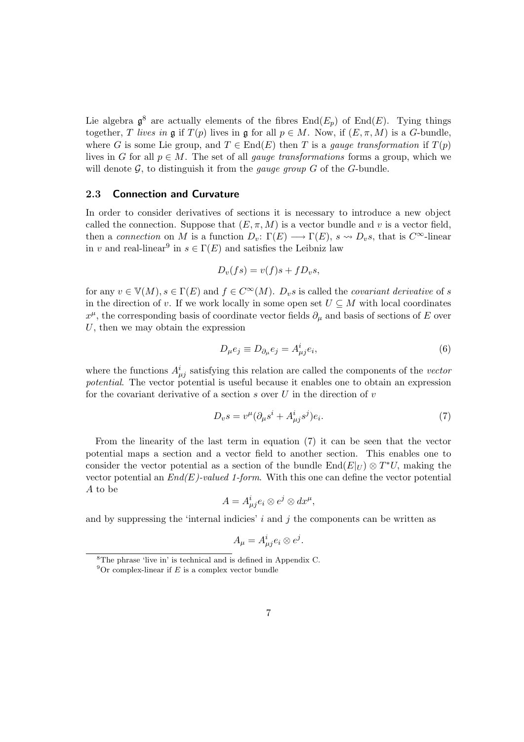Lie algebra $\mathfrak{g}$[8] are actually elements of the fibres $\text{End}(E_p)$ of $\text{End}(E)$. Tying things together, $T$ *lives in* $\mathfrak{g}$ if $T(p)$ lives in $\mathfrak{g}$ for all $p \in M$. Now, if $(E, \pi, M)$ is a $G$-bundle, where $G$ is some Lie group, and $T \in \text{End}(E)$ then $T$ is a *gauge transformation* if $T(p)$ lives in $G$ for all $p \in M$. The set of all *gauge transformations* forms a group, which we will denote $\mathcal{G}$, to distinguish it from the *gauge group* $G$ of the $G$-bundle.

### 2.3 Connection and Curvature

In order to consider derivatives of sections it is necessary to introduce a new object called the connection. Suppose that $(E, \pi, M)$ is a vector bundle and $v$ is a vector field, then a *connection* on $M$ is a function $D_v \colon \Gamma(E) \longrightarrow \Gamma(E)$, $s \rightsquigarrow D_v s$, that is $C^\infty$-linear in $v$ and real-linear[9] in $s \in \Gamma(E)$ and satisfies the Leibniz law

$$D_v(fs) = v(f)s + fD_v s,$$

for any $v \in \mathbb{V}(M)$, $s \in \Gamma(E)$ and $f \in C^\infty(M)$. $D_v s$ is called the *covariant derivative* of $s$ in the direction of $v$. If we work locally in some open set $U \subseteq M$ with local coordinates $x^\mu$, the corresponding basis of coordinate vector fields $\partial_\mu$ and basis of sections of $E$ over $U$, then we may obtain the expression

$$D_\mu e_j \equiv D_{\partial_\mu} e_j = A^i_{\mu j} e_i, \tag{6}$$

where the functions $A^i_{\mu j}$ satisfying this relation are called the components of the *vector potential*. The vector potential is useful because it enables one to obtain an expression for the covariant derivative of a section $s$ over $U$ in the direction of $v$

$$D_v s = v^\mu (\partial_\mu s^i + A^i_{\mu j} s^j) e_i. \tag{7}$$

From the linearity of the last term in equation (7) it can be seen that the vector potential maps a section and a vector field to another section. This enables one to consider the vector potential as a section of the bundle $\text{End}(E|_U) \otimes T^*U$, making the vector potential an *End(E)-valued 1-form*. With this one can define the vector potential $A$ to be

$$A = A^i_{\mu j} e_i \otimes e^j \otimes dx^\mu,$$

and by suppressing the 'internal indicies' $i$ and $j$ the components can be written as

$$A_\mu = A^i_{\mu j} e_i \otimes e^j.$$

---

[8] The phrase 'live in' is technical and is defined in Appendix C.

[9] Or complex-linear if $E$ is a complex vector bundle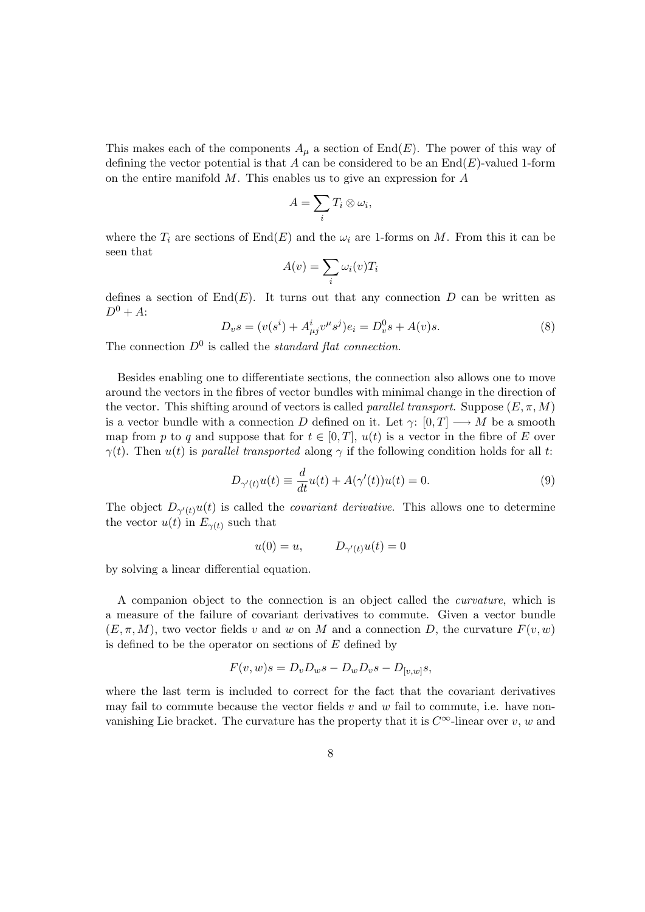This makes each of the components $A_\mu$ a section of $\mathrm{End}(E)$. The power of this way of defining the vector potential is that $A$ can be considered to be an $\mathrm{End}(E)$-valued 1-form on the entire manifold $M$. This enables us to give an expression for $A$

$$A = \sum_i T_i \otimes \omega_i,$$

where the $T_i$ are sections of $\mathrm{End}(E)$ and the $\omega_i$ are 1-forms on $M$. From this it can be seen that

$$A(v) = \sum_i \omega_i(v) T_i$$

defines a section of $\mathrm{End}(E)$. It turns out that any connection $D$ can be written as $D^0 + A$:

$$D_v s = (v(s^i) + A^i_{\mu j} v^\mu s^j) e_i = D^0_v s + A(v)s. \tag{8}$$

The connection $D^0$ is called the *standard flat connection*.

Besides enabling one to differentiate sections, the connection also allows one to move around the vectors in the fibres of vector bundles with minimal change in the direction of the vector. This shifting around of vectors is called *parallel transport*. Suppose $(E, \pi, M)$ is a vector bundle with a connection $D$ defined on it. Let $\gamma\colon [0, T] \longrightarrow M$ be a smooth map from $p$ to $q$ and suppose that for $t \in [0, T]$, $u(t)$ is a vector in the fibre of $E$ over $\gamma(t)$. Then $u(t)$ is *parallel transported* along $\gamma$ if the following condition holds for all $t$:

$$D_{\gamma'(t)} u(t) \equiv \frac{d}{dt} u(t) + A(\gamma'(t)) u(t) = 0. \tag{9}$$

The object $D_{\gamma'(t)} u(t)$ is called the *covariant derivative*. This allows one to determine the vector $u(t)$ in $E_{\gamma(t)}$ such that

$$u(0) = u, \qquad D_{\gamma'(t)} u(t) = 0$$

by solving a linear differential equation.

A companion object to the connection is an object called the *curvature*, which is a measure of the failure of covariant derivatives to commute. Given a vector bundle $(E, \pi, M)$, two vector fields $v$ and $w$ on $M$ and a connection $D$, the curvature $F(v, w)$ is defined to be the operator on sections of $E$ defined by

$$F(v, w)s = D_v D_w s - D_w D_v s - D_{[v,w]} s,$$

where the last term is included to correct for the fact that the covariant derivatives may fail to commute because the vector fields $v$ and $w$ fail to commute, i.e. have non-vanishing Lie bracket. The curvature has the property that it is $C^\infty$-linear over $v$, $w$ and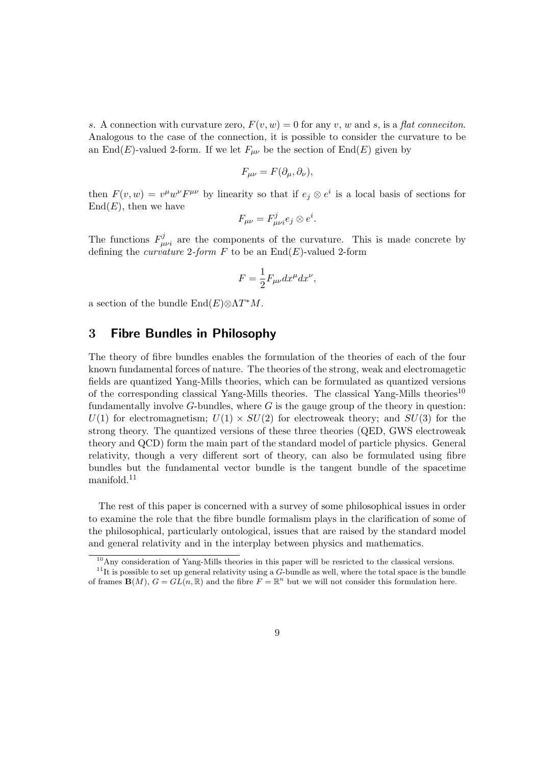*s*. A connection with curvature zero, $F(v, w) = 0$ for any $v$, $w$ and $s$, is a *flat conneciton*. Analogous to the case of the connection, it is possible to consider the curvature to be an $\mathrm{End}(E)$-valued 2-form. If we let $F_{\mu\nu}$ be the section of $\mathrm{End}(E)$ given by

$$F_{\mu\nu} = F(\partial_\mu, \partial_\nu),$$

then $F(v, w) = v^\mu w^\nu F^{\mu\nu}$ by linearity so that if $e_j \otimes e^i$ is a local basis of sections for $\mathrm{End}(E)$, then we have

$$F_{\mu\nu} = F^j_{\mu\nu i} e_j \otimes e^i.$$

The functions $F^j_{\mu\nu i}$ are the components of the curvature. This is made concrete by defining the *curvature 2-form* $F$ to be an $\mathrm{End}(E)$-valued 2-form

$$F = \frac{1}{2} F_{\mu\nu} dx^\mu dx^\nu,$$

a section of the bundle $\mathrm{End}(E) \otimes \Lambda T^* M$.

## 3 Fibre Bundles in Philosophy

The theory of fibre bundles enables the formulation of the theories of each of the four known fundamental forces of nature. The theories of the strong, weak and electromagetic fields are quantized Yang-Mills theories, which can be formulated as quantized versions of the corresponding classical Yang-Mills theories. The classical Yang-Mills theories[10] fundamentally involve $G$-bundles, where $G$ is the gauge group of the theory in question: $U(1)$ for electromagnetism; $U(1) \times SU(2)$ for electroweak theory; and $SU(3)$ for the strong theory. The quantized versions of these three theories (QED, GWS electroweak theory and QCD) form the main part of the standard model of particle physics. General relativity, though a very different sort of theory, can also be formulated using fibre bundles but the fundamental vector bundle is the tangent bundle of the spacetime manifold.[11]

The rest of this paper is concerned with a survey of some philosophical issues in order to examine the role that the fibre bundle formalism plays in the clarification of some of the philosophical, particularly ontological, issues that are raised by the standard model and general relativity and in the interplay between physics and mathematics.

[10] Any consideration of Yang-Mills theories in this paper will be resricted to the classical versions.

[11] It is possible to set up general relativity using a $G$-bundle as well, where the total space is the bundle of frames $\mathbf{B}(M)$, $G = GL(n, \mathbb{R})$ and the fibre $F = \mathbb{R}^n$ but we will not consider this formulation here.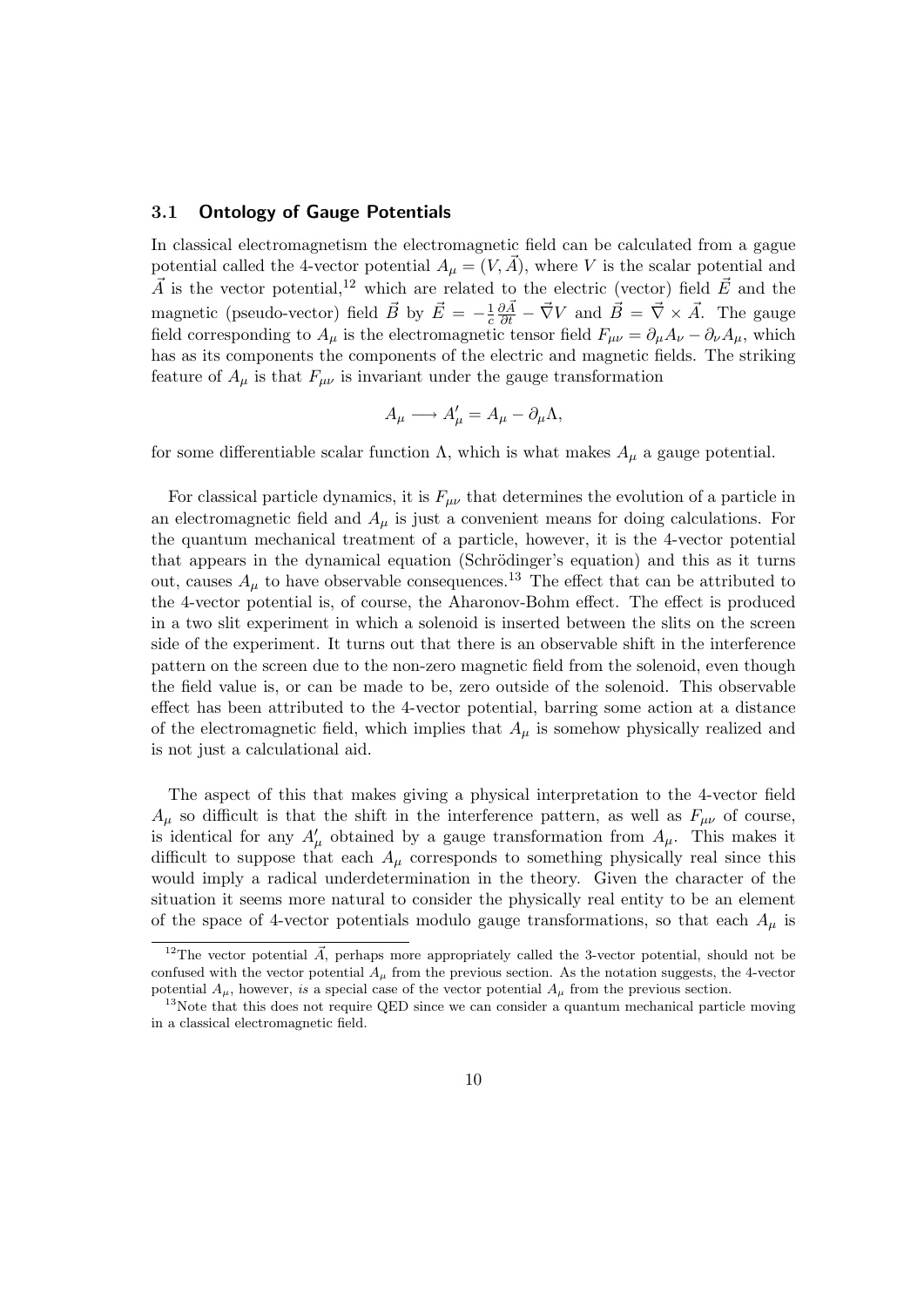### 3.1 Ontology of Gauge Potentials

In classical electromagnetism the electromagnetic field can be calculated from a gague potential called the 4-vector potential $A_\mu = (V, \vec{A})$, where $V$ is the scalar potential and $\vec{A}$ is the vector potential,[12] which are related to the electric (vector) field $\vec{E}$ and the magnetic (pseudo-vector) field $\vec{B}$ by $\vec{E} = -\frac{1}{c}\frac{\partial \vec{A}}{\partial t} - \vec{\nabla} V$ and $\vec{B} = \vec{\nabla} \times \vec{A}$. The gauge field corresponding to $A_\mu$ is the electromagnetic tensor field $F_{\mu\nu} = \partial_\mu A_\nu - \partial_\nu A_\mu$, which has as its components the components of the electric and magnetic fields. The striking feature of $A_\mu$ is that $F_{\mu\nu}$ is invariant under the gauge transformation

$$A_\mu \longrightarrow A'_\mu = A_\mu - \partial_\mu \Lambda,$$

for some differentiable scalar function $\Lambda$, which is what makes $A_\mu$ a gauge potential.

For classical particle dynamics, it is $F_{\mu\nu}$ that determines the evolution of a particle in an electromagnetic field and $A_\mu$ is just a convenient means for doing calculations. For the quantum mechanical treatment of a particle, however, it is the 4-vector potential that appears in the dynamical equation (Schrödinger's equation) and this as it turns out, causes $A_\mu$ to have observable consequences.[13] The effect that can be attributed to the 4-vector potential is, of course, the Aharonov-Bohm effect. The effect is produced in a two slit experiment in which a solenoid is inserted between the slits on the screen side of the experiment. It turns out that there is an observable shift in the interference pattern on the screen due to the non-zero magnetic field from the solenoid, even though the field value is, or can be made to be, zero outside of the solenoid. This observable effect has been attributed to the 4-vector potential, barring some action at a distance of the electromagnetic field, which implies that $A_\mu$ is somehow physically realized and is not just a calculational aid.

The aspect of this that makes giving a physical interpretation to the 4-vector field $A_\mu$ so difficult is that the shift in the interference pattern, as well as $F_{\mu\nu}$ of course, is identical for any $A'_\mu$ obtained by a gauge transformation from $A_\mu$. This makes it difficult to suppose that each $A_\mu$ corresponds to something physically real since this would imply a radical underdetermination in the theory. Given the character of the situation it seems more natural to consider the physically real entity to be an element of the space of 4-vector potentials modulo gauge transformations, so that each $A_\mu$ is

---

[12] The vector potential $\vec{A}$, perhaps more appropriately called the 3-vector potential, should not be confused with the vector potential $A_\mu$ from the previous section. As the notation suggests, the 4-vector potential $A_\mu$, however, *is* a special case of the vector potential $A_\mu$ from the previous section.

[13] Note that this does not require QED since we can consider a quantum mechanical particle moving in a classical electromagnetic field.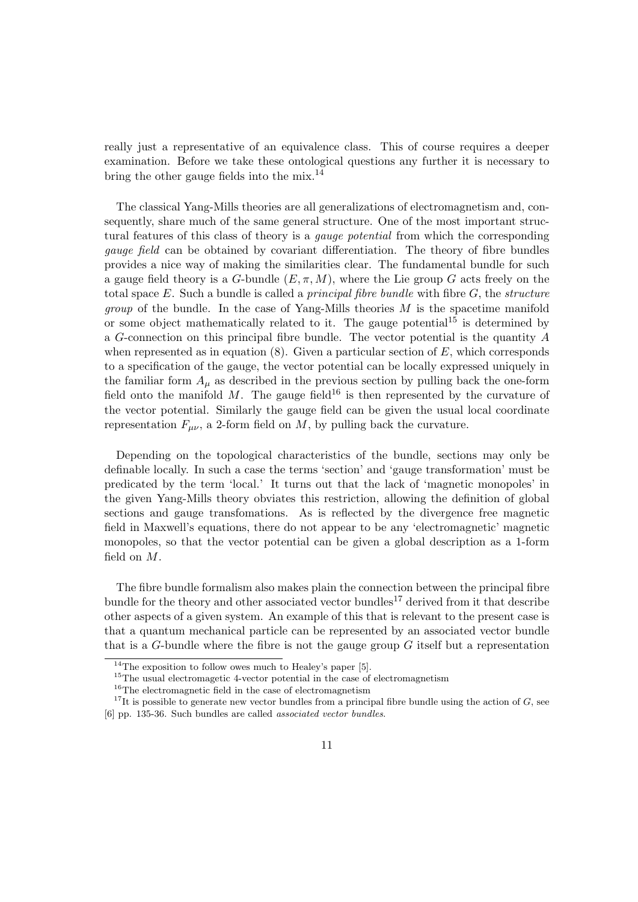really just a representative of an equivalence class. This of course requires a deeper examination. Before we take these ontological questions any further it is necessary to bring the other gauge fields into the mix.[14]

The classical Yang-Mills theories are all generalizations of electromagnetism and, consequently, share much of the same general structure. One of the most important structural features of this class of theory is a *gauge potential* from which the corresponding *gauge field* can be obtained by covariant differentiation. The theory of fibre bundles provides a nice way of making the similarities clear. The fundamental bundle for such a gauge field theory is a $G$-bundle $(E, \pi, M)$, where the Lie group $G$ acts freely on the total space $E$. Such a bundle is called a *principal fibre bundle* with fibre $G$, the *structure group* of the bundle. In the case of Yang-Mills theories $M$ is the spacetime manifold or some object mathematically related to it. The gauge potential[15] is determined by a $G$-connection on this principal fibre bundle. The vector potential is the quantity $A$ when represented as in equation (8). Given a particular section of $E$, which corresponds to a specification of the gauge, the vector potential can be locally expressed uniquely in the familiar form $A_\mu$ as described in the previous section by pulling back the one-form field onto the manifold $M$. The gauge field[16] is then represented by the curvature of the vector potential. Similarly the gauge field can be given the usual local coordinate representation $F_{\mu\nu}$, a 2-form field on $M$, by pulling back the curvature.

Depending on the topological characteristics of the bundle, sections may only be definable locally. In such a case the terms 'section' and 'gauge transformation' must be predicated by the term 'local.' It turns out that the lack of 'magnetic monopoles' in the given Yang-Mills theory obviates this restriction, allowing the definition of global sections and gauge transfomations. As is reflected by the divergence free magnetic field in Maxwell's equations, there do not appear to be any 'electromagnetic' magnetic monopoles, so that the vector potential can be given a global description as a 1-form field on $M$.

The fibre bundle formalism also makes plain the connection between the principal fibre bundle for the theory and other associated vector bundles[17] derived from it that describe other aspects of a given system. An example of this that is relevant to the present case is that a quantum mechanical particle can be represented by an associated vector bundle that is a $G$-bundle where the fibre is not the gauge group $G$ itself but a representation

[14] The exposition to follow owes much to Healey's paper [5].

[15] The usual electromagetic 4-vector potential in the case of electromagnetism

[16] The electromagnetic field in the case of electromagnetism

[17] It is possible to generate new vector bundles from a principal fibre bundle using the action of $G$, see [6] pp. 135-36. Such bundles are called *associated vector bundles*.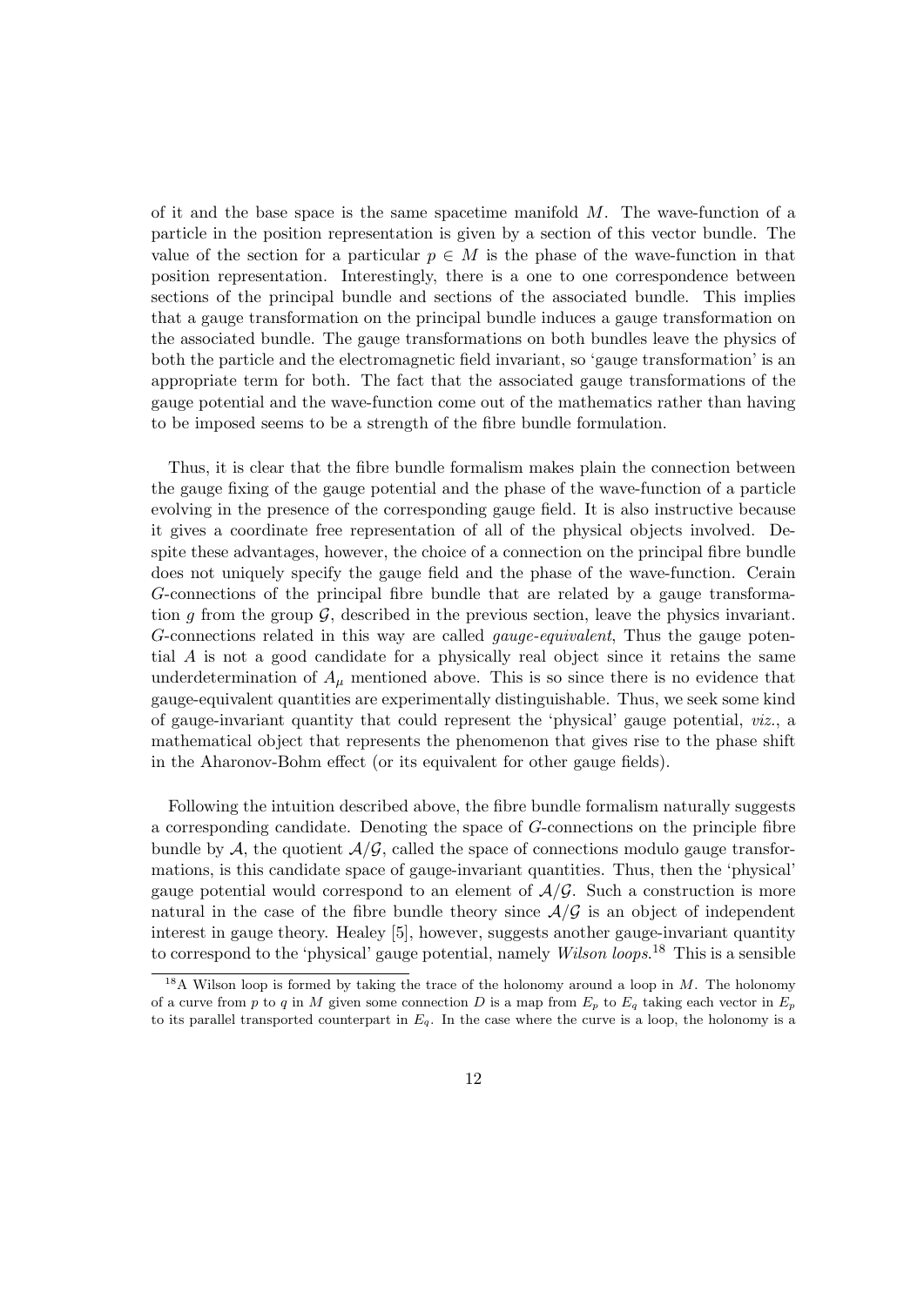of it and the base space is the same spacetime manifold $M$. The wave-function of a particle in the position representation is given by a section of this vector bundle. The value of the section for a particular $p \in M$ is the phase of the wave-function in that position representation. Interestingly, there is a one to one correspondence between sections of the principal bundle and sections of the associated bundle. This implies that a gauge transformation on the principal bundle induces a gauge transformation on the associated bundle. The gauge transformations on both bundles leave the physics of both the particle and the electromagnetic field invariant, so 'gauge transformation' is an appropriate term for both. The fact that the associated gauge transformations of the gauge potential and the wave-function come out of the mathematics rather than having to be imposed seems to be a strength of the fibre bundle formulation.

Thus, it is clear that the fibre bundle formalism makes plain the connection between the gauge fixing of the gauge potential and the phase of the wave-function of a particle evolving in the presence of the corresponding gauge field. It is also instructive because it gives a coordinate free representation of all of the physical objects involved. Despite these advantages, however, the choice of a connection on the principal fibre bundle does not uniquely specify the gauge field and the phase of the wave-function. Cerain $G$-connections of the principal fibre bundle that are related by a gauge transformation $g$ from the group $\mathcal{G}$, described in the previous section, leave the physics invariant. $G$-connections related in this way are called *gauge-equivalent*, Thus the gauge potential $A$ is not a good candidate for a physically real object since it retains the same underdetermination of $A_\mu$ mentioned above. This is so since there is no evidence that gauge-equivalent quantities are experimentally distinguishable. Thus, we seek some kind of gauge-invariant quantity that could represent the 'physical' gauge potential, *viz.*, a mathematical object that represents the phenomenon that gives rise to the phase shift in the Aharonov-Bohm effect (or its equivalent for other gauge fields).

Following the intuition described above, the fibre bundle formalism naturally suggests a corresponding candidate. Denoting the space of $G$-connections on the principle fibre bundle by $\mathcal{A}$, the quotient $\mathcal{A}/\mathcal{G}$, called the space of connections modulo gauge transformations, is this candidate space of gauge-invariant quantities. Thus, then the 'physical' gauge potential would correspond to an element of $\mathcal{A}/\mathcal{G}$. Such a construction is more natural in the case of the fibre bundle theory since $\mathcal{A}/\mathcal{G}$ is an object of independent interest in gauge theory. Healey [5], however, suggests another gauge-invariant quantity to correspond to the 'physical' gauge potential, namely *Wilson loops*.[18] This is a sensible

[18] A Wilson loop is formed by taking the trace of the holonomy around a loop in $M$. The holonomy of a curve from $p$ to $q$ in $M$ given some connection $D$ is a map from $E_p$ to $E_q$ taking each vector in $E_p$ to its parallel transported counterpart in $E_q$. In the case where the curve is a loop, the holonomy is a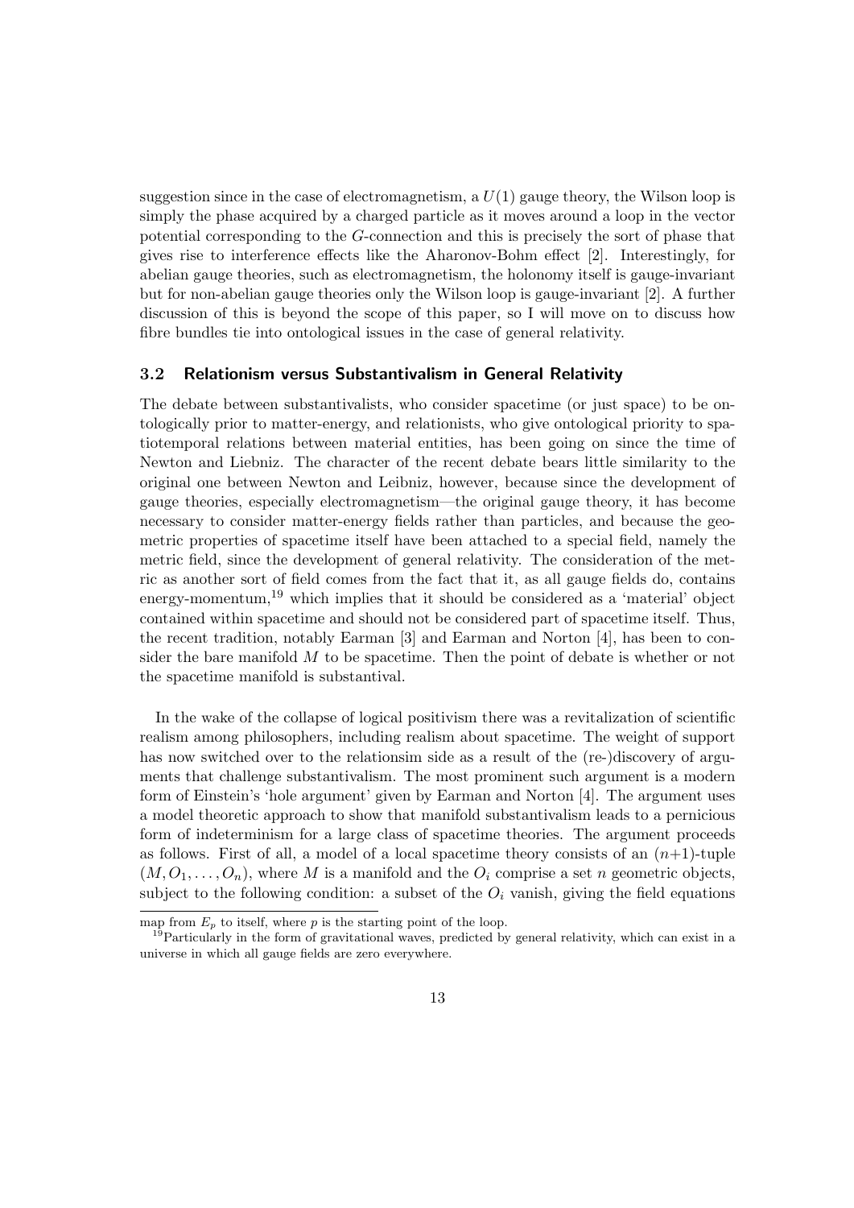suggestion since in the case of electromagnetism, a $U(1)$ gauge theory, the Wilson loop is simply the phase acquired by a charged particle as it moves around a loop in the vector potential corresponding to the $G$-connection and this is precisely the sort of phase that gives rise to interference effects like the Aharonov-Bohm effect [2]. Interestingly, for abelian gauge theories, such as electromagnetism, the holonomy itself is gauge-invariant but for non-abelian gauge theories only the Wilson loop is gauge-invariant [2]. A further discussion of this is beyond the scope of this paper, so I will move on to discuss how fibre bundles tie into ontological issues in the case of general relativity.

### 3.2 Relationism versus Substantivalism in General Relativity

The debate between substantivalists, who consider spacetime (or just space) to be ontologically prior to matter-energy, and relationists, who give ontological priority to spatiotemporal relations between material entities, has been going on since the time of Newton and Liebniz. The character of the recent debate bears little similarity to the original one between Newton and Leibniz, however, because since the development of gauge theories, especially electromagnetism—the original gauge theory, it has become necessary to consider matter-energy fields rather than particles, and because the geometric properties of spacetime itself have been attached to a special field, namely the metric field, since the development of general relativity. The consideration of the metric as another sort of field comes from the fact that it, as all gauge fields do, contains energy-momentum,[19] which implies that it should be considered as a 'material' object contained within spacetime and should not be considered part of spacetime itself. Thus, the recent tradition, notably Earman [3] and Earman and Norton [4], has been to consider the bare manifold $M$ to be spacetime. Then the point of debate is whether or not the spacetime manifold is substantival.

In the wake of the collapse of logical positivism there was a revitalization of scientific realism among philosophers, including realism about spacetime. The weight of support has now switched over to the relationsim side as a result of the (re-)discovery of arguments that challenge substantivalism. The most prominent such argument is a modern form of Einstein's 'hole argument' given by Earman and Norton [4]. The argument uses a model theoretic approach to show that manifold substantivalism leads to a pernicious form of indeterminism for a large class of spacetime theories. The argument proceeds as follows. First of all, a model of a local spacetime theory consists of an $(n+1)$-tuple $(M, O_1, \ldots, O_n)$, where $M$ is a manifold and the $O_i$ comprise a set $n$ geometric objects, subject to the following condition: a subset of the $O_i$ vanish, giving the field equations

---

map from $E_p$ to itself, where $p$ is the starting point of the loop.

[19] Particularly in the form of gravitational waves, predicted by general relativity, which can exist in a universe in which all gauge fields are zero everywhere.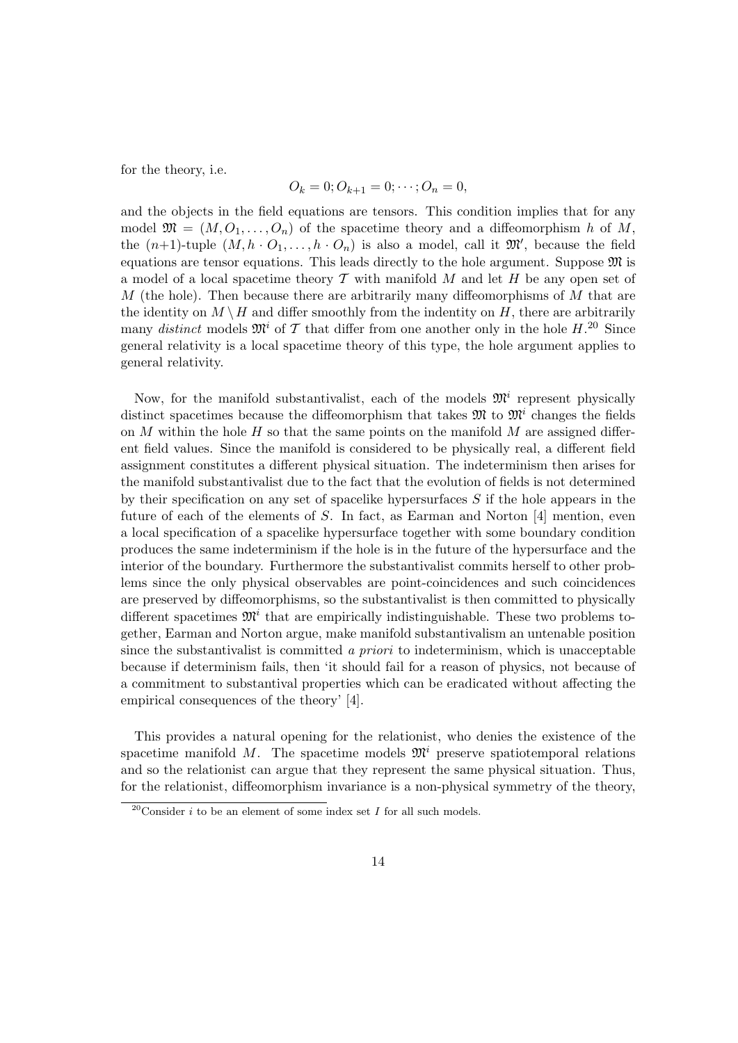for the theory, i.e.

$$O_k = 0; O_{k+1} = 0; \cdots ; O_n = 0,$$

and the objects in the field equations are tensors. This condition implies that for any model $\mathfrak{M} = (M, O_1, \ldots, O_n)$ of the spacetime theory and a diffeomorphism $h$ of $M$, the $(n+1)$-tuple $(M, h \cdot O_1, \ldots, h \cdot O_n)$ is also a model, call it $\mathfrak{M}'$, because the field equations are tensor equations. This leads directly to the hole argument. Suppose $\mathfrak{M}$ is a model of a local spacetime theory $\mathcal{T}$ with manifold $M$ and let $H$ be any open set of $M$ (the hole). Then because there are arbitrarily many diffeomorphisms of $M$ that are the identity on $M \setminus H$ and differ smoothly from the indentity on $H$, there are arbitrarily many *distinct* models $\mathfrak{M}^i$ of $\mathcal{T}$ that differ from one another only in the hole $H$.[20] Since general relativity is a local spacetime theory of this type, the hole argument applies to general relativity.

Now, for the manifold substantivalist, each of the models $\mathfrak{M}^i$ represent physically distinct spacetimes because the diffeomorphism that takes $\mathfrak{M}$ to $\mathfrak{M}^i$ changes the fields on $M$ within the hole $H$ so that the same points on the manifold $M$ are assigned different field values. Since the manifold is considered to be physically real, a different field assignment constitutes a different physical situation. The indeterminism then arises for the manifold substantivalist due to the fact that the evolution of fields is not determined by their specification on any set of spacelike hypersurfaces $S$ if the hole appears in the future of each of the elements of $S$. In fact, as Earman and Norton [4] mention, even a local specification of a spacelike hypersurface together with some boundary condition produces the same indeterminism if the hole is in the future of the hypersurface and the interior of the boundary. Furthermore the substantivalist commits herself to other problems since the only physical observables are point-coincidences and such coincidences are preserved by diffeomorphisms, so the substantivalist is then committed to physically different spacetimes $\mathfrak{M}^i$ that are empirically indistinguishable. These two problems together, Earman and Norton argue, make manifold substantivalism an untenable position since the substantivalist is committed *a priori* to indeterminism, which is unacceptable because if determinism fails, then 'it should fail for a reason of physics, not because of a commitment to substantival properties which can be eradicated without affecting the empirical consequences of the theory' [4].

This provides a natural opening for the relationist, who denies the existence of the spacetime manifold $M$. The spacetime models $\mathfrak{M}^i$ preserve spatiotemporal relations and so the relationist can argue that they represent the same physical situation. Thus, for the relationist, diffeomorphism invariance is a non-physical symmetry of the theory,

[20] Consider $i$ to be an element of some index set $I$ for all such models.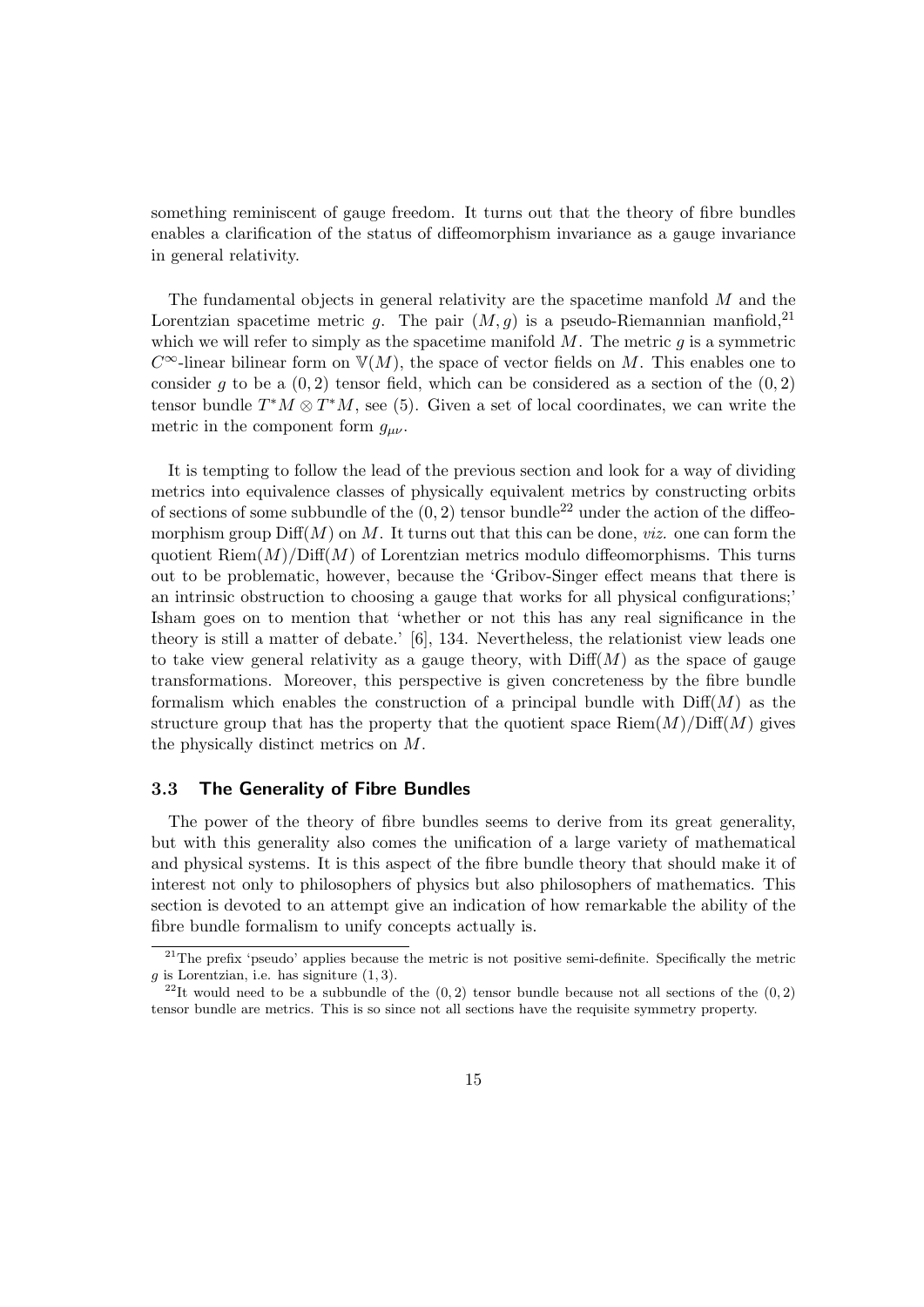something reminiscent of gauge freedom. It turns out that the theory of fibre bundles enables a clarification of the status of diffeomorphism invariance as a gauge invariance in general relativity.

The fundamental objects in general relativity are the spacetime manfold $M$ and the Lorentzian spacetime metric $g$. The pair $(M, g)$ is a pseudo-Riemannian manfiold,[21] which we will refer to simply as the spacetime manifold $M$. The metric $g$ is a symmetric $C^{\infty}$-linear bilinear form on $\mathbb{V}(M)$, the space of vector fields on $M$. This enables one to consider $g$ to be a $(0, 2)$ tensor field, which can be considered as a section of the $(0, 2)$ tensor bundle $T^*M \otimes T^*M$, see (5). Given a set of local coordinates, we can write the metric in the component form $g_{\mu\nu}$.

It is tempting to follow the lead of the previous section and look for a way of dividing metrics into equivalence classes of physically equivalent metrics by constructing orbits of sections of some subbundle of the $(0, 2)$ tensor bundle[22] under the action of the diffeomorphism group $\text{Diff}(M)$ on $M$. It turns out that this can be done, *viz.* one can form the quotient $\text{Riem}(M)/\text{Diff}(M)$ of Lorentzian metrics modulo diffeomorphisms. This turns out to be problematic, however, because the 'Gribov-Singer effect means that there is an intrinsic obstruction to choosing a gauge that works for all physical configurations;' Isham goes on to mention that 'whether or not this has any real significance in the theory is still a matter of debate.' [6], 134. Nevertheless, the relationist view leads one to take view general relativity as a gauge theory, with $\text{Diff}(M)$ as the space of gauge transformations. Moreover, this perspective is given concreteness by the fibre bundle formalism which enables the construction of a principal bundle with $\text{Diff}(M)$ as the structure group that has the property that the quotient space $\text{Riem}(M)/\text{Diff}(M)$ gives the physically distinct metrics on $M$.

### 3.3 The Generality of Fibre Bundles

The power of the theory of fibre bundles seems to derive from its great generality, but with this generality also comes the unification of a large variety of mathematical and physical systems. It is this aspect of the fibre bundle theory that should make it of interest not only to philosophers of physics but also philosophers of mathematics. This section is devoted to an attempt give an indication of how remarkable the ability of the fibre bundle formalism to unify concepts actually is.

---

[21] The prefix 'pseudo' applies because the metric is not positive semi-definite. Specifically the metric $g$ is Lorentzian, i.e. has signiture $(1, 3)$.

[22] It would need to be a subbundle of the $(0, 2)$ tensor bundle because not all sections of the $(0, 2)$ tensor bundle are metrics. This is so since not all sections have the requisite symmetry property.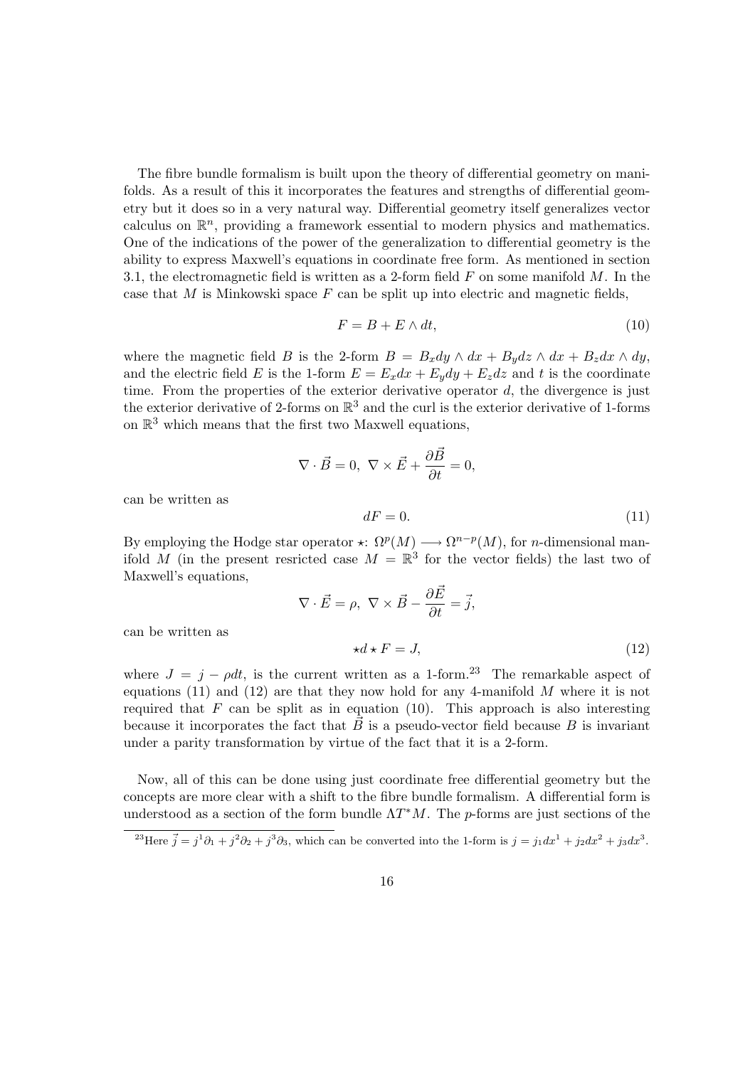The fibre bundle formalism is built upon the theory of differential geometry on manifolds. As a result of this it incorporates the features and strengths of differential geometry but it does so in a very natural way. Differential geometry itself generalizes vector calculus on $\mathbb{R}^n$, providing a framework essential to modern physics and mathematics. One of the indications of the power of the generalization to differential geometry is the ability to express Maxwell's equations in coordinate free form. As mentioned in section 3.1, the electromagnetic field is written as a 2-form field $F$ on some manifold $M$. In the case that $M$ is Minkowski space $F$ can be split up into electric and magnetic fields,

$$F = B + E \wedge dt, \tag{10}$$

where the magnetic field $B$ is the 2-form $B = B_x dy \wedge dx + B_y dz \wedge dx + B_z dx \wedge dy$, and the electric field $E$ is the 1-form $E = E_x dx + E_y dy + E_z dz$ and $t$ is the coordinate time. From the properties of the exterior derivative operator $d$, the divergence is just the exterior derivative of 2-forms on $\mathbb{R}^3$ and the curl is the exterior derivative of 1-forms on $\mathbb{R}^3$ which means that the first two Maxwell equations,

$$\nabla \cdot \vec{B} = 0, \ \nabla \times \vec{E} + \frac{\partial \vec{B}}{\partial t} = 0,$$

can be written as

$$dF = 0. \tag{11}$$

By employing the Hodge star operator $\star$: $\Omega^p(M) \longrightarrow \Omega^{n-p}(M)$, for $n$-dimensional manifold $M$ (in the present resricted case $M = \mathbb{R}^3$ for the vector fields) the last two of Maxwell's equations,

$$\nabla \cdot \vec{E} = \rho, \ \nabla \times \vec{B} - \frac{\partial \vec{E}}{\partial t} = \vec{j},$$

can be written as

$$\star d \star F = J, \tag{12}$$

where $J = j - \rho dt$, is the current written as a 1-form.[23] The remarkable aspect of equations (11) and (12) are that they now hold for any 4-manifold $M$ where it is not required that $F$ can be split as in equation (10). This approach is also interesting because it incorporates the fact that $\vec{B}$ is a pseudo-vector field because $B$ is invariant under a parity transformation by virtue of the fact that it is a 2-form.

Now, all of this can be done using just coordinate free differential geometry but the concepts are more clear with a shift to the fibre bundle formalism. A differential form is understood as a section of the form bundle $\Lambda T^*M$. The $p$-forms are just sections of the

[23]Here $\vec{j} = j^1\partial_1 + j^2\partial_2 + j^3\partial_3$, which can be converted into the 1-form is $j = j_1 dx^1 + j_2 dx^2 + j_3 dx^3$.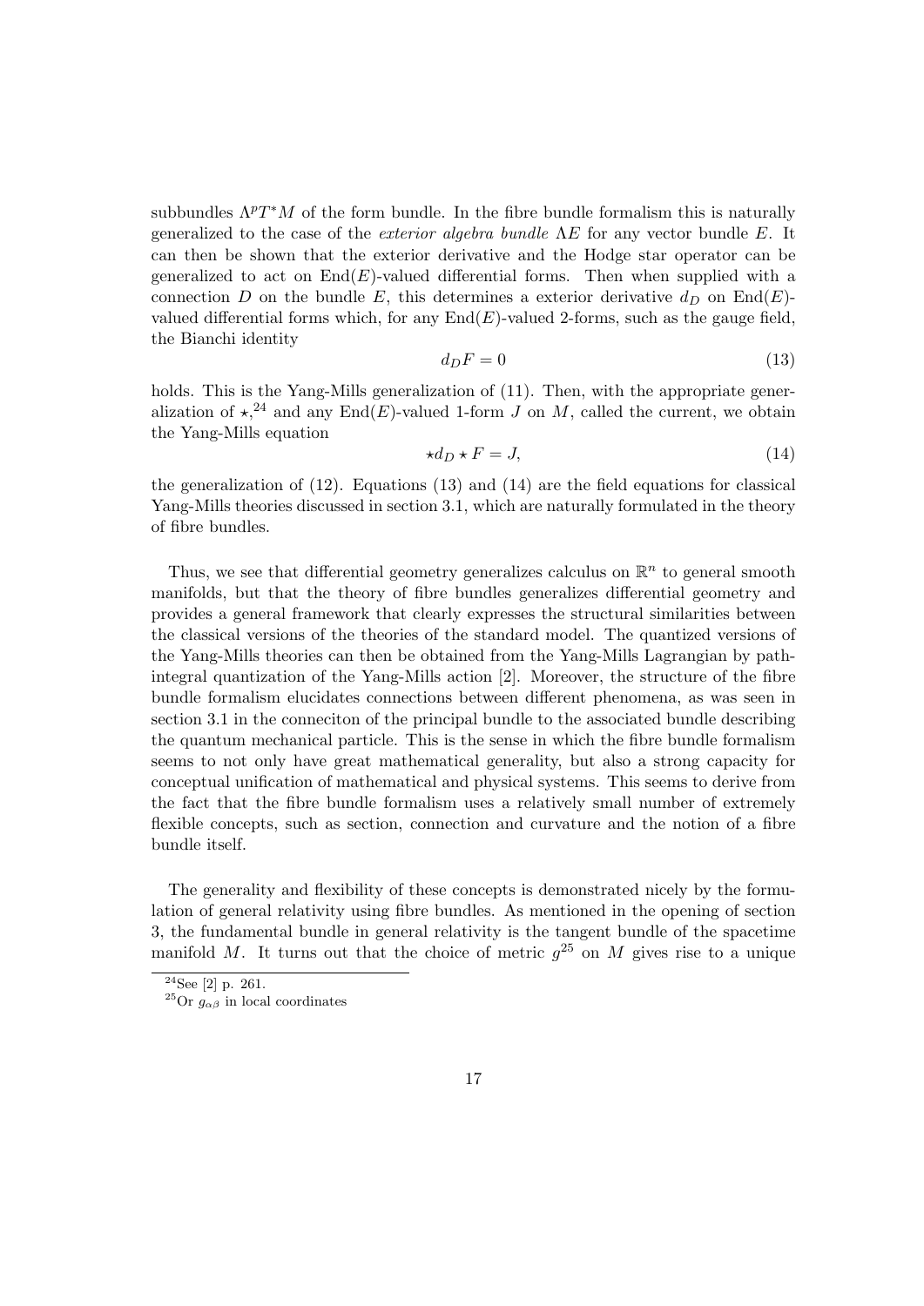subbundles $\Lambda^p T^*M$ of the form bundle. In the fibre bundle formalism this is naturally generalized to the case of the *exterior algebra bundle* $\Lambda E$ for any vector bundle $E$. It can then be shown that the exterior derivative and the Hodge star operator can be generalized to act on $\mathrm{End}(E)$-valued differential forms. Then when supplied with a connection $D$ on the bundle $E$, this determines a exterior derivative $d_D$ on $\mathrm{End}(E)$-valued differential forms which, for any $\mathrm{End}(E)$-valued 2-forms, such as the gauge field, the Bianchi identity

$$d_D F = 0 \tag{13}$$

holds. This is the Yang-Mills generalization of (11). Then, with the appropriate generalization of $\star$,[24] and any $\mathrm{End}(E)$-valued 1-form $J$ on $M$, called the current, we obtain the Yang-Mills equation

$$\star d_D \star F = J, \tag{14}$$

the generalization of (12). Equations (13) and (14) are the field equations for classical Yang-Mills theories discussed in section 3.1, which are naturally formulated in the theory of fibre bundles.

Thus, we see that differential geometry generalizes calculus on $\mathbb{R}^n$ to general smooth manifolds, but that the theory of fibre bundles generalizes differential geometry and provides a general framework that clearly expresses the structural similarities between the classical versions of the theories of the standard model. The quantized versions of the Yang-Mills theories can then be obtained from the Yang-Mills Lagrangian by path-integral quantization of the Yang-Mills action [2]. Moreover, the structure of the fibre bundle formalism elucidates connections between different phenomena, as was seen in section 3.1 in the conneciton of the principal bundle to the associated bundle describing the quantum mechanical particle. This is the sense in which the fibre bundle formalism seems to not only have great mathematical generality, but also a strong capacity for conceptual unification of mathematical and physical systems. This seems to derive from the fact that the fibre bundle formalism uses a relatively small number of extremely flexible concepts, such as section, connection and curvature and the notion of a fibre bundle itself.

The generality and flexibility of these concepts is demonstrated nicely by the formulation of general relativity using fibre bundles. As mentioned in the opening of section 3, the fundamental bundle in general relativity is the tangent bundle of the spacetime manifold $M$. It turns out that the choice of metric $g$[25] on $M$ gives rise to a unique

[24] See [2] p. 261.

[25] Or $g_{\alpha\beta}$ in local coordinates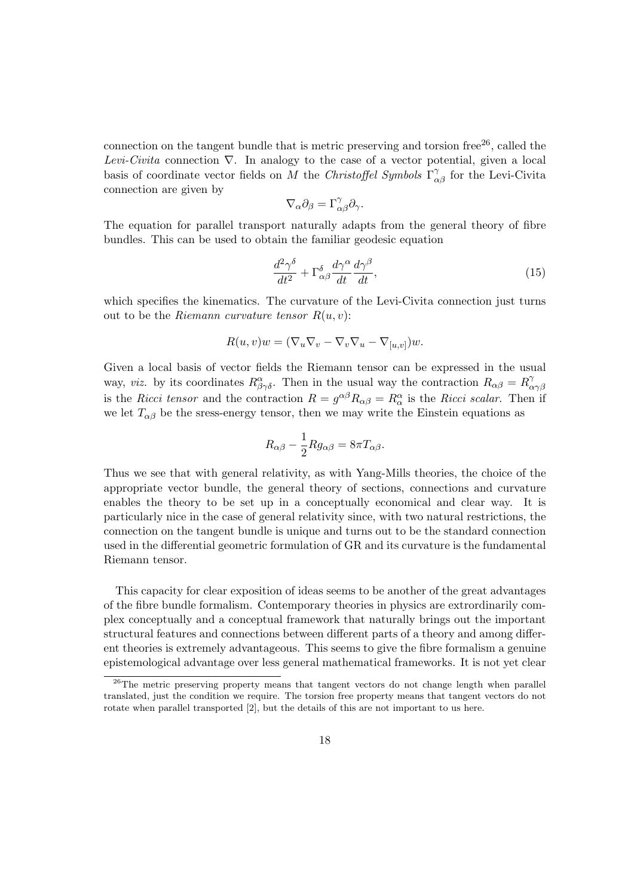connection on the tangent bundle that is metric preserving and torsion free[26], called the *Levi-Civita* connection $\nabla$. In analogy to the case of a vector potential, given a local basis of coordinate vector fields on $M$ the *Christoffel Symbols* $\Gamma^{\gamma}_{\alpha\beta}$ for the Levi-Civita connection are given by

$$\nabla_\alpha \partial_\beta = \Gamma^{\gamma}_{\alpha\beta} \partial_\gamma.$$

The equation for parallel transport naturally adapts from the general theory of fibre bundles. This can be used to obtain the familiar geodesic equation

$$\frac{d^2\gamma^\delta}{dt^2} + \Gamma^{\delta}_{\alpha\beta} \frac{d\gamma^\alpha}{dt} \frac{d\gamma^\beta}{dt}, \tag{15}$$

which specifies the kinematics. The curvature of the Levi-Civita connection just turns out to be the *Riemann curvature tensor* $R(u, v)$:

$$R(u, v)w = (\nabla_u \nabla_v - \nabla_v \nabla_u - \nabla_{[u,v]})w.$$

Given a local basis of vector fields the Riemann tensor can be expressed in the usual way, *viz.* by its coordinates $R^{\alpha}_{\beta\gamma\delta}$. Then in the usual way the contraction $R_{\alpha\beta} = R^{\gamma}_{\alpha\gamma\beta}$ is the *Ricci tensor* and the contraction $R = g^{\alpha\beta} R_{\alpha\beta} = R^{\alpha}_{\alpha}$ is the *Ricci scalar*. Then if we let $T_{\alpha\beta}$ be the sress-energy tensor, then we may write the Einstein equations as

$$R_{\alpha\beta} - \frac{1}{2} R g_{\alpha\beta} = 8\pi T_{\alpha\beta}.$$

Thus we see that with general relativity, as with Yang-Mills theories, the choice of the appropriate vector bundle, the general theory of sections, connections and curvature enables the theory to be set up in a conceptually economical and clear way. It is particularly nice in the case of general relativity since, with two natural restrictions, the connection on the tangent bundle is unique and turns out to be the standard connection used in the differential geometric formulation of GR and its curvature is the fundamental Riemann tensor.

This capacity for clear exposition of ideas seems to be another of the great advantages of the fibre bundle formalism. Contemporary theories in physics are extrordinarily complex conceptually and a conceptual framework that naturally brings out the important structural features and connections between different parts of a theory and among different theories is extremely advantageous. This seems to give the fibre formalism a genuine epistemological advantage over less general mathematical frameworks. It is not yet clear

[26]The metric preserving property means that tangent vectors do not change length when parallel translated, just the condition we require. The torsion free property means that tangent vectors do not rotate when parallel transported [2], but the details of this are not important to us here.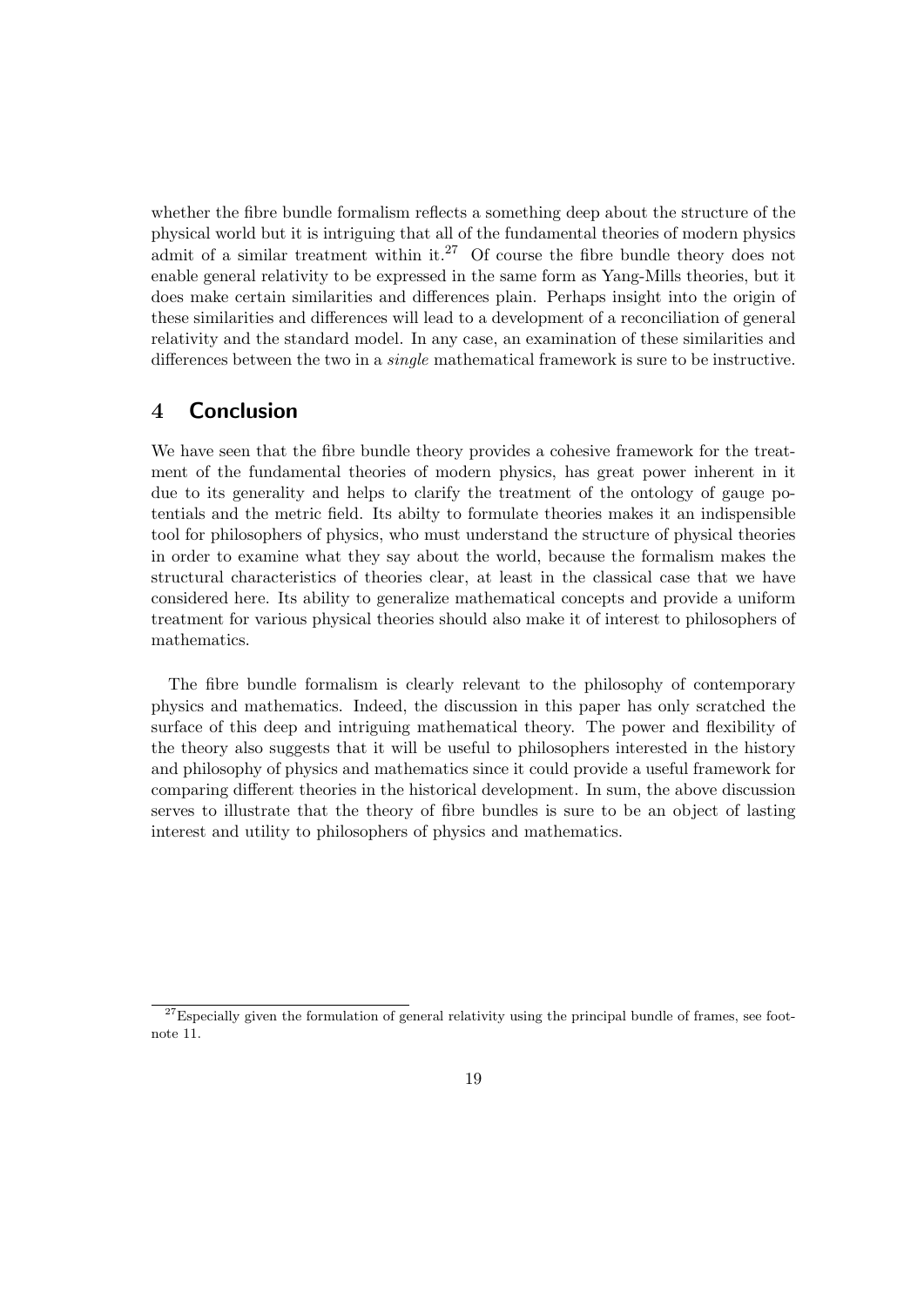whether the fibre bundle formalism reflects a something deep about the structure of the physical world but it is intriguing that all of the fundamental theories of modern physics admit of a similar treatment within it.[27] Of course the fibre bundle theory does not enable general relativity to be expressed in the same form as Yang-Mills theories, but it does make certain similarities and differences plain. Perhaps insight into the origin of these similarities and differences will lead to a development of a reconciliation of general relativity and the standard model. In any case, an examination of these similarities and differences between the two in a *single* mathematical framework is sure to be instructive.

## 4 Conclusion

We have seen that the fibre bundle theory provides a cohesive framework for the treatment of the fundamental theories of modern physics, has great power inherent in it due to its generality and helps to clarify the treatment of the ontology of gauge potentials and the metric field. Its abilty to formulate theories makes it an indispensible tool for philosophers of physics, who must understand the structure of physical theories in order to examine what they say about the world, because the formalism makes the structural characteristics of theories clear, at least in the classical case that we have considered here. Its ability to generalize mathematical concepts and provide a uniform treatment for various physical theories should also make it of interest to philosophers of mathematics.

The fibre bundle formalism is clearly relevant to the philosophy of contemporary physics and mathematics. Indeed, the discussion in this paper has only scratched the surface of this deep and intriguing mathematical theory. The power and flexibility of the theory also suggests that it will be useful to philosophers interested in the history and philosophy of physics and mathematics since it could provide a useful framework for comparing different theories in the historical development. In sum, the above discussion serves to illustrate that the theory of fibre bundles is sure to be an object of lasting interest and utility to philosophers of physics and mathematics.

[27] Especially given the formulation of general relativity using the principal bundle of frames, see footnote 11.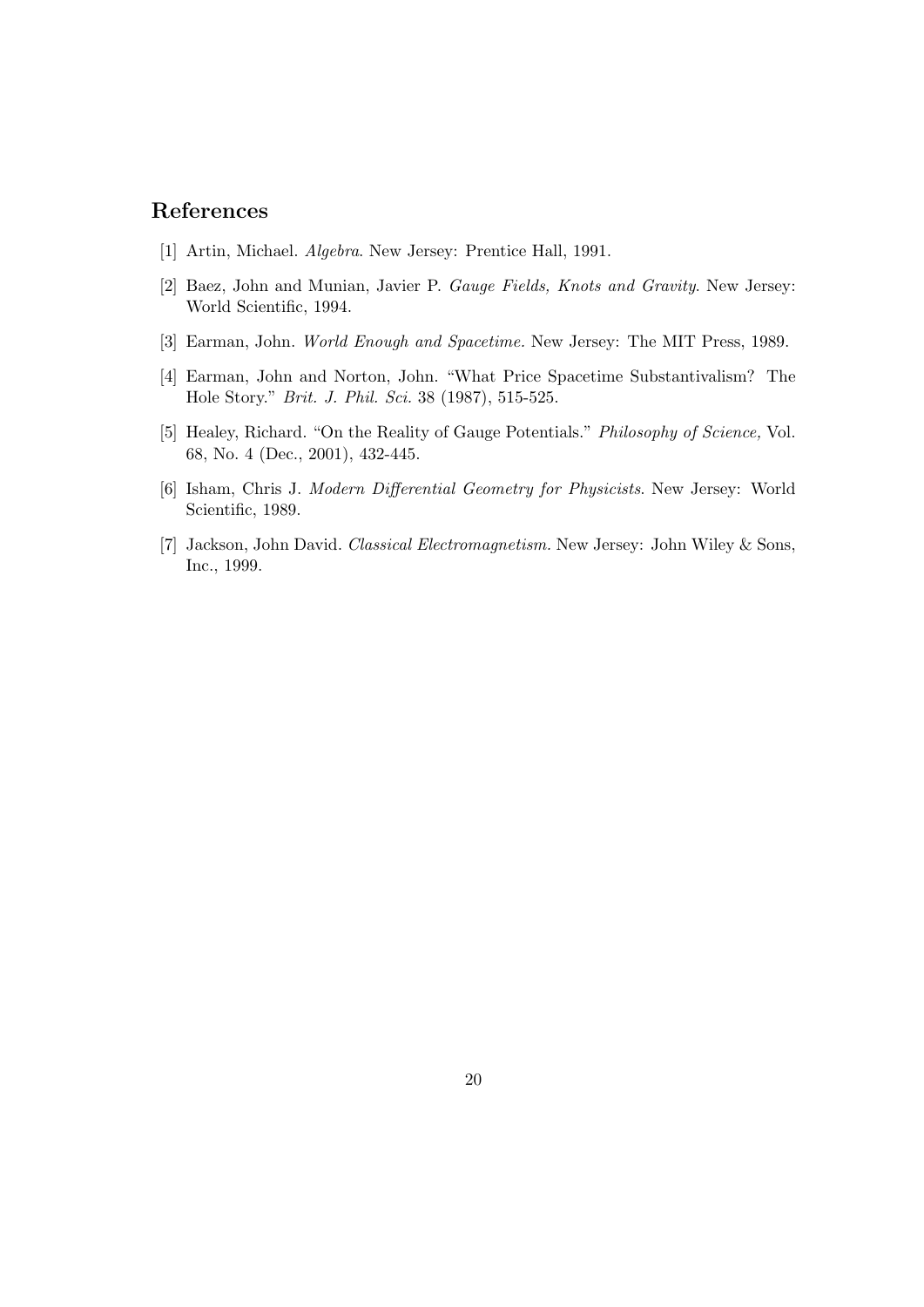## References

[1] Artin, Michael. *Algebra*. New Jersey: Prentice Hall, 1991.

[2] Baez, John and Munian, Javier P. *Gauge Fields, Knots and Gravity*. New Jersey: World Scientific, 1994.

[3] Earman, John. *World Enough and Spacetime*. New Jersey: The MIT Press, 1989.

[4] Earman, John and Norton, John. "What Price Spacetime Substantivalism? The Hole Story." *Brit. J. Phil. Sci.* 38 (1987), 515-525.

[5] Healey, Richard. "On the Reality of Gauge Potentials." *Philosophy of Science*, Vol. 68, No. 4 (Dec., 2001), 432-445.

[6] Isham, Chris J. *Modern Differential Geometry for Physicists*. New Jersey: World Scientific, 1989.

[7] Jackson, John David. *Classical Electromagnetism*. New Jersey: John Wiley & Sons, Inc., 1999.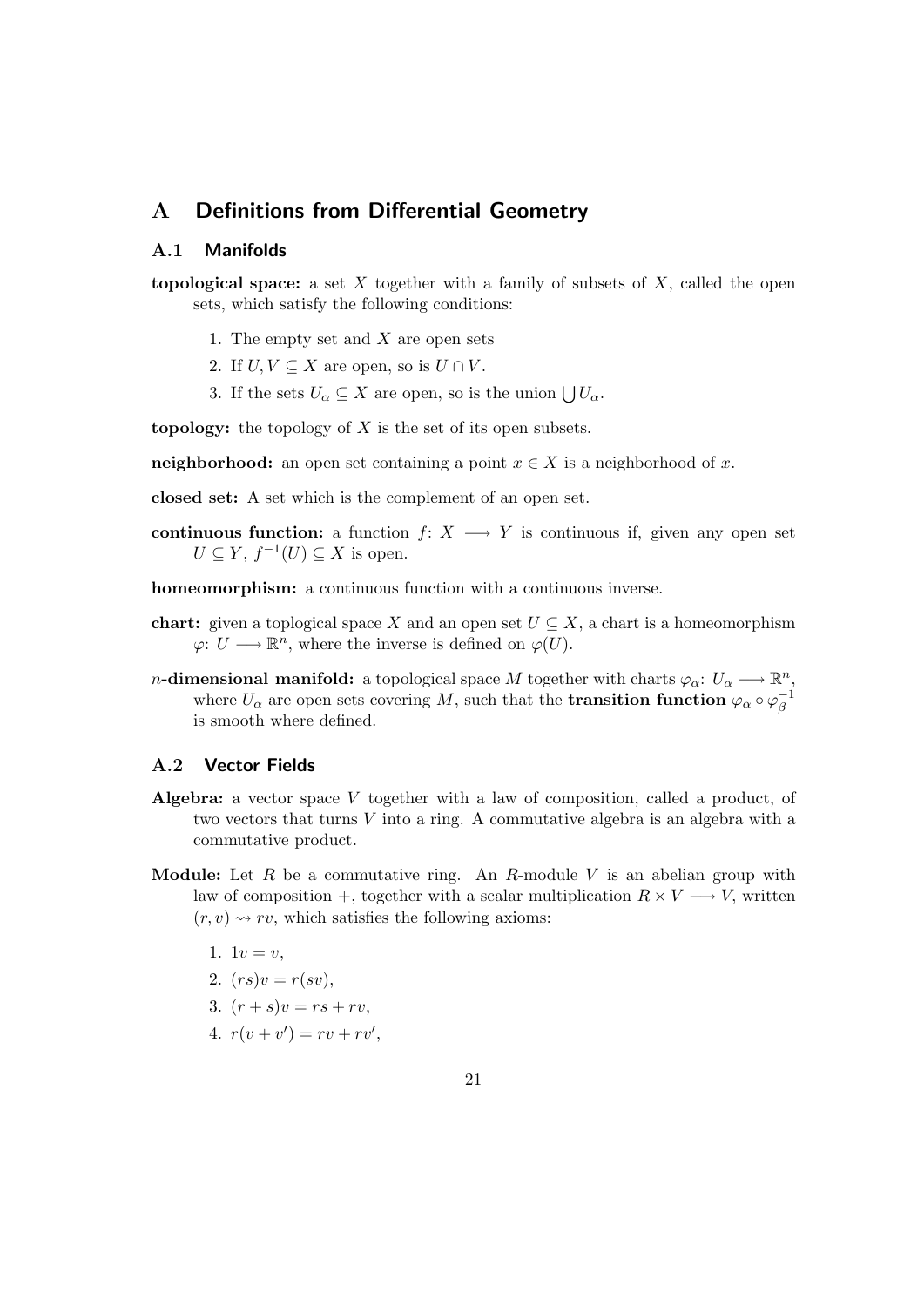# A Definitions from Differential Geometry

## A.1 Manifolds

**topological space:** a set $X$ together with a family of subsets of $X$, called the open sets, which satisfy the following conditions:

1. The empty set and $X$ are open sets
2. If $U, V \subseteq X$ are open, so is $U \cap V$.
3. If the sets $U_\alpha \subseteq X$ are open, so is the union $\bigcup U_\alpha$.

**topology:** the topology of $X$ is the set of its open subsets.

**neighborhood:** an open set containing a point $x \in X$ is a neighborhood of $x$.

**closed set:** A set which is the complement of an open set.

**continuous function:** a function $f\colon X \longrightarrow Y$ is continuous if, given any open set $U \subseteq Y$, $f^{-1}(U) \subseteq X$ is open.

**homeomorphism:** a continuous function with a continuous inverse.

**chart:** given a toplogical space $X$ and an open set $U \subseteq X$, a chart is a homeomorphism $\varphi\colon U \longrightarrow \mathbb{R}^n$, where the inverse is defined on $\varphi(U)$.

**$n$-dimensional manifold:** a topological space $M$ together with charts $\varphi_\alpha\colon U_\alpha \longrightarrow \mathbb{R}^n$, where $U_\alpha$ are open sets covering $M$, such that the **transition function** $\varphi_\alpha \circ \varphi_\beta^{-1}$ is smooth where defined.

## A.2 Vector Fields

**Algebra:** a vector space $V$ together with a law of composition, called a product, of two vectors that turns $V$ into a ring. A commutative algebra is an algebra with a commutative product.

**Module:** Let $R$ be a commutative ring. An $R$-module $V$ is an abelian group with law of composition $+$, together with a scalar multiplication $R \times V \longrightarrow V$, written $(r, v) \rightsquigarrow rv$, which satisfies the following axioms:

1. $1v = v$,
2. $(rs)v = r(sv)$,
3. $(r + s)v = rs + rv$,
4. $r(v + v') = rv + rv'$,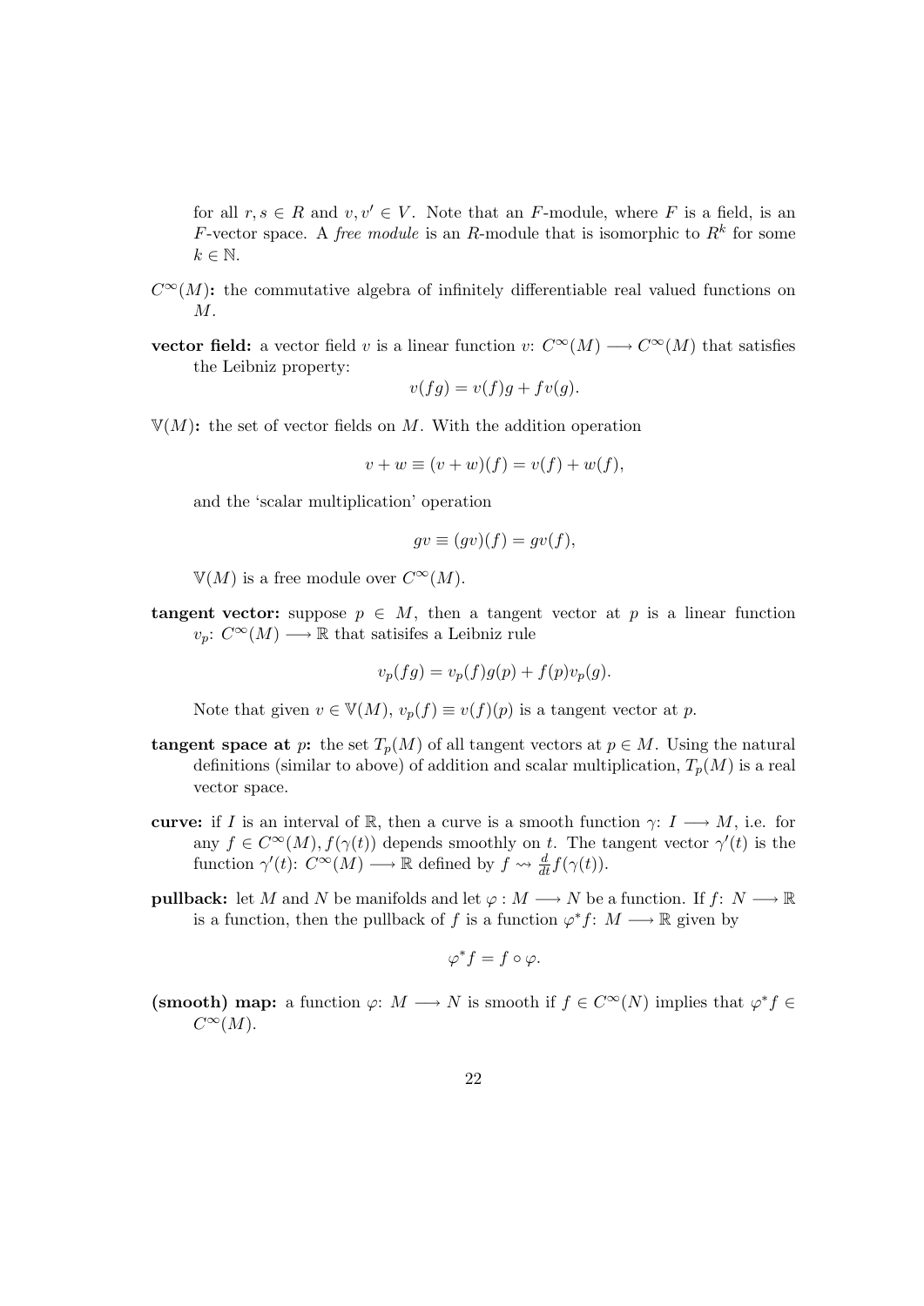for all $r, s \in R$ and $v, v' \in V$. Note that an $F$-module, where $F$ is a field, is an $F$-vector space. A *free module* is an $R$-module that is isomorphic to $R^k$ for some $k \in \mathbb{N}$.

**$C^\infty(M)$:** the commutative algebra of infinitely differentiable real valued functions on $M$.

**vector field:** a vector field $v$ is a linear function $v\colon C^\infty(M) \longrightarrow C^\infty(M)$ that satisfies the Leibniz property:

$$v(fg) = v(f)g + fv(g).$$

**$\mathbb{V}(M)$:** the set of vector fields on $M$. With the addition operation

$$v + w \equiv (v + w)(f) = v(f) + w(f),$$

and the 'scalar multiplication' operation

$$gv \equiv (gv)(f) = gv(f),$$

$\mathbb{V}(M)$ is a free module over $C^\infty(M)$.

**tangent vector:** suppose $p \in M$, then a tangent vector at $p$ is a linear function $v_p\colon C^\infty(M) \longrightarrow \mathbb{R}$ that satisifes a Leibniz rule

$$v_p(fg) = v_p(f)g(p) + f(p)v_p(g).$$

Note that given $v \in \mathbb{V}(M)$, $v_p(f) \equiv v(f)(p)$ is a tangent vector at $p$.

**tangent space at $p$:** the set $T_p(M)$ of all tangent vectors at $p \in M$. Using the natural definitions (similar to above) of addition and scalar multiplication, $T_p(M)$ is a real vector space.

**curve:** if $I$ is an interval of $\mathbb{R}$, then a curve is a smooth function $\gamma\colon I \longrightarrow M$, i.e. for any $f \in C^\infty(M)$, $f(\gamma(t))$ depends smoothly on $t$. The tangent vector $\gamma'(t)$ is the function $\gamma'(t)\colon C^\infty(M) \longrightarrow \mathbb{R}$ defined by $f \rightsquigarrow \frac{d}{dt} f(\gamma(t))$.

**pullback:** let $M$ and $N$ be manifolds and let $\varphi : M \longrightarrow N$ be a function. If $f\colon N \longrightarrow \mathbb{R}$ is a function, then the pullback of $f$ is a function $\varphi^* f\colon M \longrightarrow \mathbb{R}$ given by

$$\varphi^* f = f \circ \varphi.$$

**(smooth) map:** a function $\varphi\colon M \longrightarrow N$ is smooth if $f \in C^\infty(N)$ implies that $\varphi^* f \in C^\infty(M)$.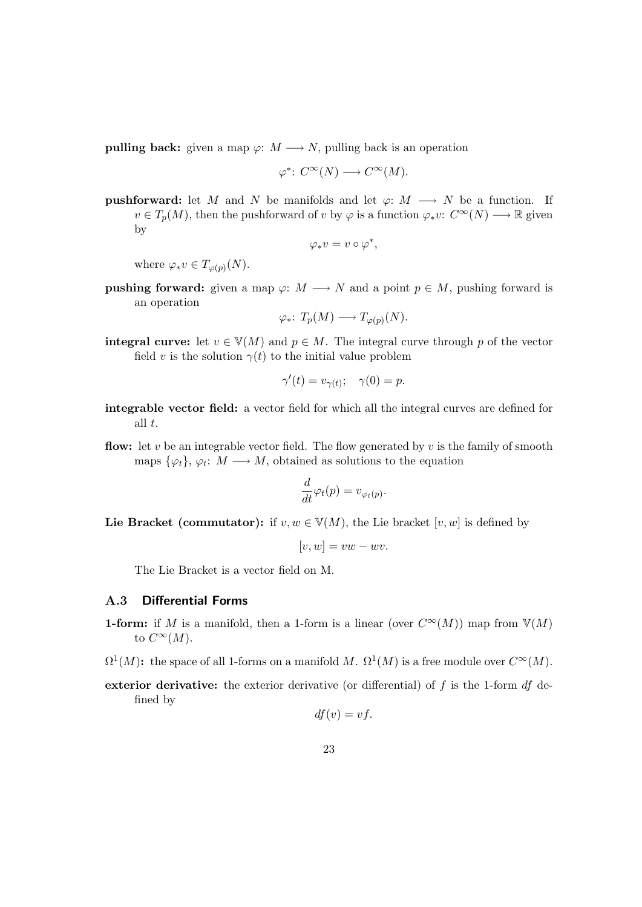**pulling back:** given a map $\varphi\colon M \longrightarrow N$, pulling back is an operation

$$\varphi^*\colon C^\infty(N) \longrightarrow C^\infty(M).$$

**pushforward:** let $M$ and $N$ be manifolds and let $\varphi\colon M \longrightarrow N$ be a function. If $v \in T_p(M)$, then the pushforward of $v$ by $\varphi$ is a function $\varphi_* v\colon C^\infty(N) \longrightarrow \mathbb{R}$ given by

$$\varphi_* v = v \circ \varphi^*,$$

where $\varphi_* v \in T_{\varphi(p)}(N)$.

**pushing forward:** given a map $\varphi\colon M \longrightarrow N$ and a point $p \in M$, pushing forward is an operation

$$\varphi_*\colon T_p(M) \longrightarrow T_{\varphi(p)}(N).$$

**integral curve:** let $v \in \mathbb{V}(M)$ and $p \in M$. The integral curve through $p$ of the vector field $v$ is the solution $\gamma(t)$ to the initial value problem

$$\gamma'(t) = v_{\gamma(t)}; \quad \gamma(0) = p.$$

**integrable vector field:** a vector field for which all the integral curves are defined for all $t$.

**flow:** let $v$ be an integrable vector field. The flow generated by $v$ is the family of smooth maps $\{\varphi_t\}$, $\varphi_t\colon M \longrightarrow M$, obtained as solutions to the equation

$$\frac{d}{dt}\varphi_t(p) = v_{\varphi_t(p)}.$$

**Lie Bracket (commutator):** if $v, w \in \mathbb{V}(M)$, the Lie bracket $[v, w]$ is defined by

$$[v, w] = vw - wv.$$

The Lie Bracket is a vector field on M.

### A.3 Differential Forms

**1-form:** if $M$ is a manifold, then a 1-form is a linear (over $C^\infty(M)$) map from $\mathbb{V}(M)$ to $C^\infty(M)$.

**$\Omega^1(M)$:** the space of all 1-forms on a manifold $M$. $\Omega^1(M)$ is a free module over $C^\infty(M)$.

**exterior derivative:** the exterior derivative (or differential) of $f$ is the 1-form $df$ defined by

$$df(v) = vf.$$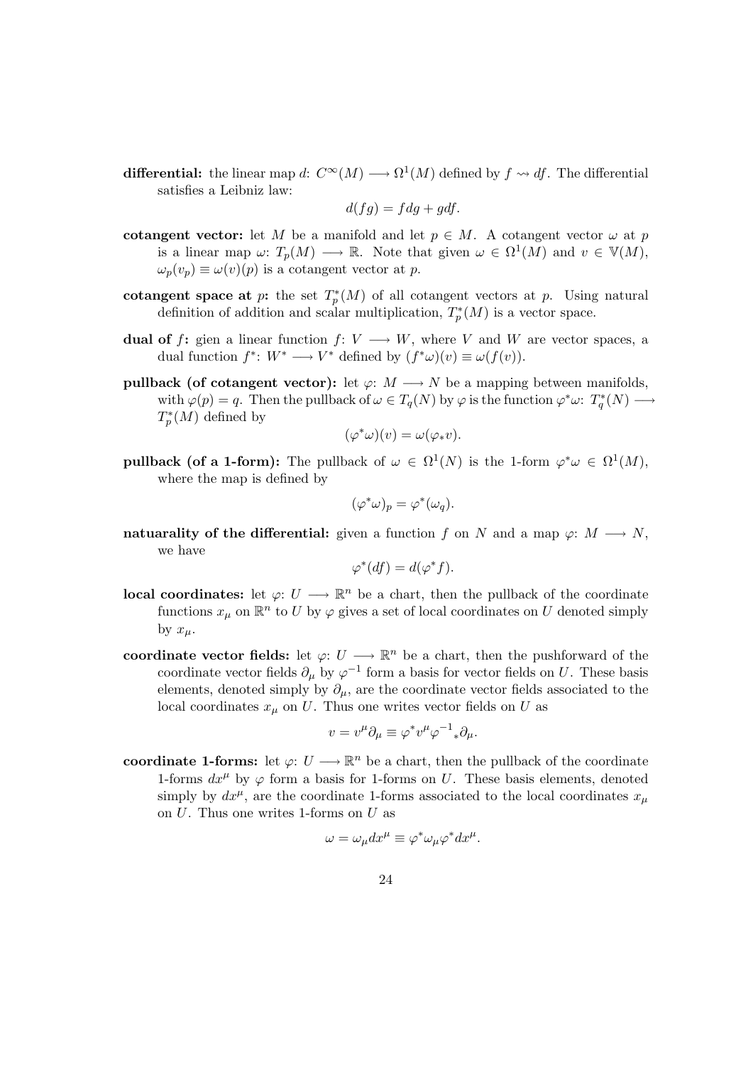**differential:** the linear map $d$: $C^\infty(M) \longrightarrow \Omega^1(M)$ defined by $f \rightsquigarrow df$. The differential satisfies a Leibniz law:

$$d(fg) = fdg + gdf.$$

**cotangent vector:** let $M$ be a manifold and let $p \in M$. A cotangent vector $\omega$ at $p$ is a linear map $\omega$: $T_p(M) \longrightarrow \mathbb{R}$. Note that given $\omega \in \Omega^1(M)$ and $v \in \mathbb{V}(M)$, $\omega_p(v_p) \equiv \omega(v)(p)$ is a cotangent vector at $p$.

**cotangent space at $p$:** the set $T_p^*(M)$ of all cotangent vectors at $p$. Using natural definition of addition and scalar multiplication, $T_p^*(M)$ is a vector space.

**dual of $f$:** gien a linear function $f$: $V \longrightarrow W$, where $V$ and $W$ are vector spaces, a dual function $f^*$: $W^* \longrightarrow V^*$ defined by $(f^*\omega)(v) \equiv \omega(f(v))$.

**pullback (of cotangent vector):** let $\varphi$: $M \longrightarrow N$ be a mapping between manifolds, with $\varphi(p) = q$. Then the pullback of $\omega \in T_q(N)$ by $\varphi$ is the function $\varphi^*\omega$: $T_q^*(N) \longrightarrow T_p^*(M)$ defined by

$$(\varphi^*\omega)(v) = \omega(\varphi_* v).$$

**pullback (of a 1-form):** The pullback of $\omega \in \Omega^1(N)$ is the 1-form $\varphi^*\omega \in \Omega^1(M)$, where the map is defined by

$$(\varphi^*\omega)_p = \varphi^*(\omega_q).$$

**natuarality of the differential:** given a function $f$ on $N$ and a map $\varphi$: $M \longrightarrow N$, we have

$$\varphi^*(df) = d(\varphi^* f).$$

**local coordinates:** let $\varphi$: $U \longrightarrow \mathbb{R}^n$ be a chart, then the pullback of the coordinate functions $x_\mu$ on $\mathbb{R}^n$ to $U$ by $\varphi$ gives a set of local coordinates on $U$ denoted simply by $x_\mu$.

**coordinate vector fields:** let $\varphi$: $U \longrightarrow \mathbb{R}^n$ be a chart, then the pushforward of the coordinate vector fields $\partial_\mu$ by $\varphi^{-1}$ form a basis for vector fields on $U$. These basis elements, denoted simply by $\partial_\mu$, are the coordinate vector fields associated to the local coordinates $x_\mu$ on $U$. Thus one writes vector fields on $U$ as

$$v = v^\mu \partial_\mu \equiv \varphi^* v^\mu {\varphi^{-1}}_* \partial_\mu.$$

**coordinate 1-forms:** let $\varphi$: $U \longrightarrow \mathbb{R}^n$ be a chart, then the pullback of the coordinate 1-forms $dx^\mu$ by $\varphi$ form a basis for 1-forms on $U$. These basis elements, denoted simply by $dx^\mu$, are the coordinate 1-forms associated to the local coordinates $x_\mu$ on $U$. Thus one writes 1-forms on $U$ as

$$\omega = \omega_\mu dx^\mu \equiv \varphi^* \omega_\mu \varphi^* dx^\mu.$$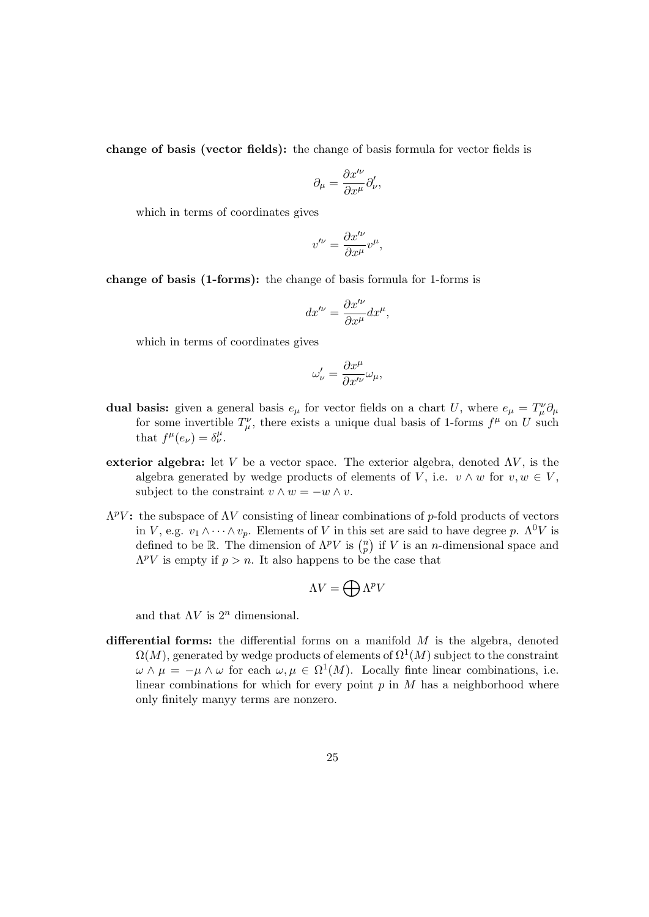**change of basis (vector fields):** the change of basis formula for vector fields is

$$\partial_\mu = \frac{\partial x'^\nu}{\partial x^\mu} \partial'_\nu,$$

which in terms of coordinates gives

$$v'^\nu = \frac{\partial x'^\nu}{\partial x^\mu} v^\mu,$$

**change of basis (1-forms):** the change of basis formula for 1-forms is

$$dx'^\nu = \frac{\partial x'^\nu}{\partial x^\mu} dx^\mu,$$

which in terms of coordinates gives

$$\omega'_\nu = \frac{\partial x^\mu}{\partial x'^\nu} \omega_\mu,$$

**dual basis:** given a general basis $e_\mu$ for vector fields on a chart $U$, where $e_\mu = T^\nu_\mu \partial_\mu$ for some invertible $T^\nu_\mu$, there exists a unique dual basis of 1-forms $f^\mu$ on $U$ such that $f^\mu(e_\nu) = \delta^\mu_\nu$.

**exterior algebra:** let $V$ be a vector space. The exterior algebra, denoted $\Lambda V$, is the algebra generated by wedge products of elements of $V$, i.e. $v \wedge w$ for $v, w \in V$, subject to the constraint $v \wedge w = -w \wedge v$.

**$\Lambda^p V$:** the subspace of $\Lambda V$ consisting of linear combinations of $p$-fold products of vectors in $V$, e.g. $v_1 \wedge \cdots \wedge v_p$. Elements of $V$ in this set are said to have degree $p$. $\Lambda^0 V$ is defined to be $\mathbb{R}$. The dimension of $\Lambda^p V$ is $\binom{n}{p}$ if $V$ is an $n$-dimensional space and $\Lambda^p V$ is empty if $p > n$. It also happens to be the case that

$$\Lambda V = \bigoplus \Lambda^p V$$

and that $\Lambda V$ is $2^n$ dimensional.

**differential forms:** the differential forms on a manifold $M$ is the algebra, denoted $\Omega(M)$, generated by wedge products of elements of $\Omega^1(M)$ subject to the constraint $\omega \wedge \mu = -\mu \wedge \omega$ for each $\omega, \mu \in \Omega^1(M)$. Locally finte linear combinations, i.e. linear combinations for which for every point $p$ in $M$ has a neighborhood where only finitely manyy terms are nonzero.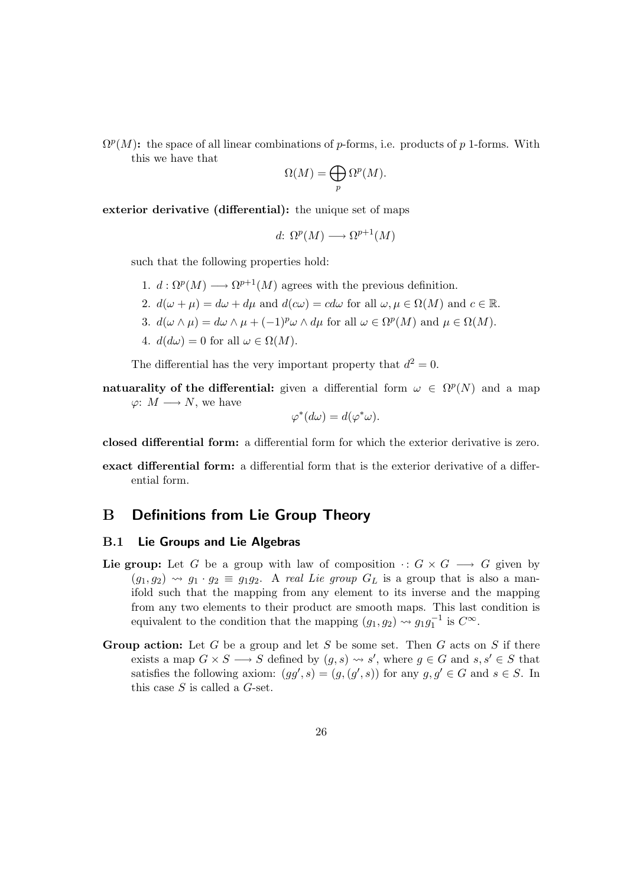**$\Omega^p(M)$:** the space of all linear combinations of $p$-forms, i.e. products of $p$ 1-forms. With this we have that

$$\Omega(M) = \bigoplus_p \Omega^p(M).$$

**exterior derivative (differential):** the unique set of maps

$$d\colon \Omega^p(M) \longrightarrow \Omega^{p+1}(M)$$

such that the following properties hold:

1. $d : \Omega^p(M) \longrightarrow \Omega^{p+1}(M)$ agrees with the previous definition.
2. $d(\omega + \mu) = d\omega + d\mu$ and $d(c\omega) = cd\omega$ for all $\omega, \mu \in \Omega(M)$ and $c \in \mathbb{R}$.
3. $d(\omega \wedge \mu) = d\omega \wedge \mu + (-1)^p \omega \wedge d\mu$ for all $\omega \in \Omega^p(M)$ and $\mu \in \Omega(M)$.
4. $d(d\omega) = 0$ for all $\omega \in \Omega(M)$.

The differential has the very important property that $d^2 = 0$.

**natuarality of the differential:** given a differential form $\omega \in \Omega^p(N)$ and a map $\varphi\colon M \longrightarrow N$, we have

$$\varphi^*(d\omega) = d(\varphi^*\omega).$$

**closed differential form:** a differential form for which the exterior derivative is zero.

**exact differential form:** a differential form that is the exterior derivative of a differential form.

# B Definitions from Lie Group Theory

## B.1 Lie Groups and Lie Algebras

**Lie group:** Let $G$ be a group with law of composition $\cdot : G \times G \longrightarrow G$ given by $(g_1, g_2) \rightsquigarrow g_1 \cdot g_2 \equiv g_1 g_2$. A *real Lie group* $G_L$ is a group that is also a manifold such that the mapping from any element to its inverse and the mapping from any two elements to their product are smooth maps. This last condition is equivalent to the condition that the mapping $(g_1, g_2) \rightsquigarrow g_1 g_1^{-1}$ is $C^\infty$.

**Group action:** Let $G$ be a group and let $S$ be some set. Then $G$ acts on $S$ if there exists a map $G \times S \longrightarrow S$ defined by $(g, s) \rightsquigarrow s'$, where $g \in G$ and $s, s' \in S$ that satisfies the following axiom: $(gg', s) = (g, (g', s))$ for any $g, g' \in G$ and $s \in S$. In this case $S$ is called a $G$-set.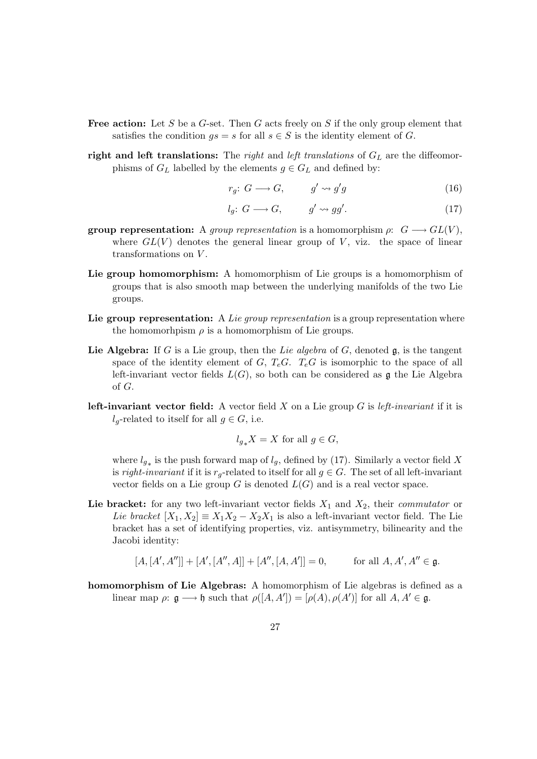**Free action:** Let $S$ be a $G$-set. Then $G$ acts freely on $S$ if the only group element that satisfies the condition $gs = s$ for all $s \in S$ is the identity element of $G$.

**right and left translations:** The *right* and *left translations* of $G_L$ are the diffeomorphisms of $G_L$ labelled by the elements $g \in G_L$ and defined by:

$$r_g\colon\ G \longrightarrow G, \qquad g' \rightsquigarrow g'g \tag{16}$$

$$l_g\colon\ G \longrightarrow G, \qquad g' \rightsquigarrow gg'. \tag{17}$$

**group representation:** A *group representation* is a homomorphism $\rho\colon\ G \longrightarrow GL(V)$, where $GL(V)$ denotes the general linear group of $V$, viz. the space of linear transformations on $V$.

**Lie group homomorphism:** A homomorphism of Lie groups is a homomorphism of groups that is also smooth map between the underlying manifolds of the two Lie groups.

**Lie group representation:** A *Lie group representation* is a group representation where the homomorhpism $\rho$ is a homomorphism of Lie groups.

**Lie Algebra:** If $G$ is a Lie group, then the *Lie algebra* of $G$, denoted $\mathfrak{g}$, is the tangent space of the identity element of $G$, $T_eG$. $T_eG$ is isomorphic to the space of all left-invariant vector fields $L(G)$, so both can be considered as $\mathfrak{g}$ the Lie Algebra of $G$.

**left-invariant vector field:** A vector field $X$ on a Lie group $G$ is *left-invariant* if it is $l_g$-related to itself for all $g \in G$, i.e.

$$l_{g_*}X = X \text{ for all } g \in G,$$

where $l_{g_*}$ is the push forward map of $l_g$, defined by (17). Similarly a vector field $X$ is *right-invariant* if it is $r_g$-related to itself for all $g \in G$. The set of all left-invariant vector fields on a Lie group $G$ is denoted $L(G)$ and is a real vector space.

**Lie bracket:** for any two left-invariant vector fields $X_1$ and $X_2$, their *commutator* or *Lie bracket* $[X_1, X_2] \equiv X_1X_2 - X_2X_1$ is also a left-invariant vector field. The Lie bracket has a set of identifying properties, viz. antisymmetry, bilinearity and the Jacobi identity:

$$[A, [A', A'']] + [A', [A'', A]] + [A'', [A, A']] = 0, \qquad \text{for all } A, A', A'' \in \mathfrak{g}.$$

**homomorphism of Lie Algebras:** A homomorphism of Lie algebras is defined as a linear map $\rho\colon\ \mathfrak{g} \longrightarrow \mathfrak{h}$ such that $\rho([A, A']) = [\rho(A), \rho(A')]$ for all $A, A' \in \mathfrak{g}$.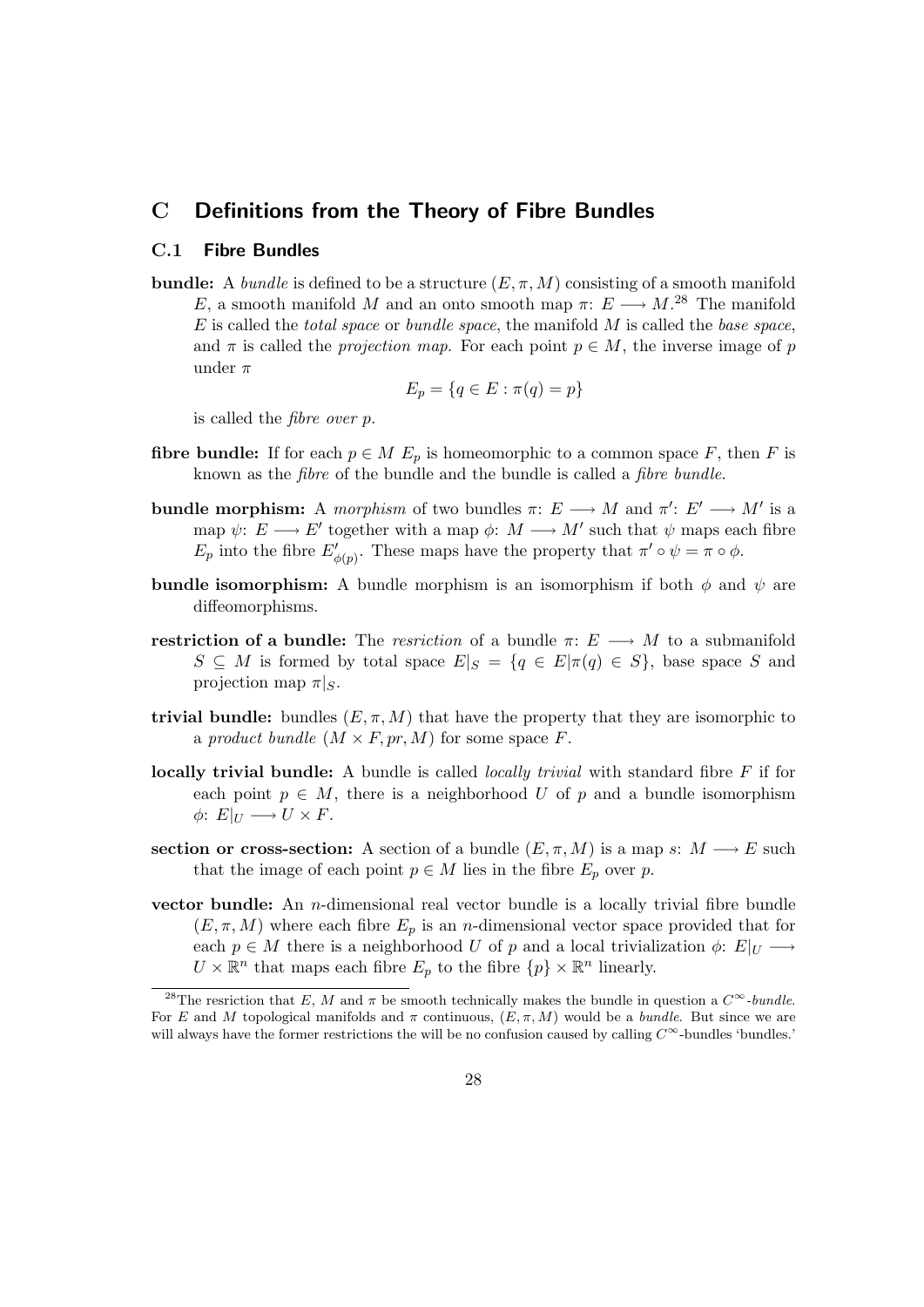# C Definitions from the Theory of Fibre Bundles

## C.1 Fibre Bundles

**bundle:** A *bundle* is defined to be a structure $(E, \pi, M)$ consisting of a smooth manifold $E$, a smooth manifold $M$ and an onto smooth map $\pi\colon E \longrightarrow M$.[28] The manifold $E$ is called the *total space* or *bundle space*, the manifold $M$ is called the *base space*, and $\pi$ is called the *projection map*. For each point $p \in M$, the inverse image of $p$ under $\pi$

$$E_p = \{q \in E : \pi(q) = p\}$$

is called the *fibre over* $p$.

**fibre bundle:** If for each $p \in M$ $E_p$ is homeomorphic to a common space $F$, then $F$ is known as the *fibre* of the bundle and the bundle is called a *fibre bundle*.

**bundle morphism:** A *morphism* of two bundles $\pi\colon E \longrightarrow M$ and $\pi'\colon E' \longrightarrow M'$ is a map $\psi\colon E \longrightarrow E'$ together with a map $\phi\colon M \longrightarrow M'$ such that $\psi$ maps each fibre $E_p$ into the fibre $E'_{\phi(p)}$. These maps have the property that $\pi' \circ \psi = \pi \circ \phi$.

**bundle isomorphism:** A bundle morphism is an isomorphism if both $\phi$ and $\psi$ are diffeomorphisms.

**restriction of a bundle:** The *resriction* of a bundle $\pi\colon E \longrightarrow M$ to a submanifold $S \subseteq M$ is formed by total space $E|_S = \{q \in E | \pi(q) \in S\}$, base space $S$ and projection map $\pi|_S$.

**trivial bundle:** bundles $(E, \pi, M)$ that have the property that they are isomorphic to a *product bundle* $(M \times F, pr, M)$ for some space $F$.

**locally trivial bundle:** A bundle is called *locally trivial* with standard fibre $F$ if for each point $p \in M$, there is a neighborhood $U$ of $p$ and a bundle isomorphism $\phi\colon E|_U \longrightarrow U \times F$.

**section or cross-section:** A section of a bundle $(E, \pi, M)$ is a map $s\colon M \longrightarrow E$ such that the image of each point $p \in M$ lies in the fibre $E_p$ over $p$.

**vector bundle:** An $n$-dimensional real vector bundle is a locally trivial fibre bundle $(E, \pi, M)$ where each fibre $E_p$ is an $n$-dimensional vector space provided that for each $p \in M$ there is a neighborhood $U$ of $p$ and a local trivialization $\phi\colon E|_U \longrightarrow U \times \mathbb{R}^n$ that maps each fibre $E_p$ to the fibre $\{p\} \times \mathbb{R}^n$ linearly.

---

[28] The resriction that $E$, $M$ and $\pi$ be smooth technically makes the bundle in question a $C^\infty$-*bundle*. For $E$ and $M$ topological manifolds and $\pi$ continuous, $(E, \pi, M)$ would be a *bundle*. But since we are will always have the former restrictions the will be no confusion caused by calling $C^\infty$-bundles 'bundles.'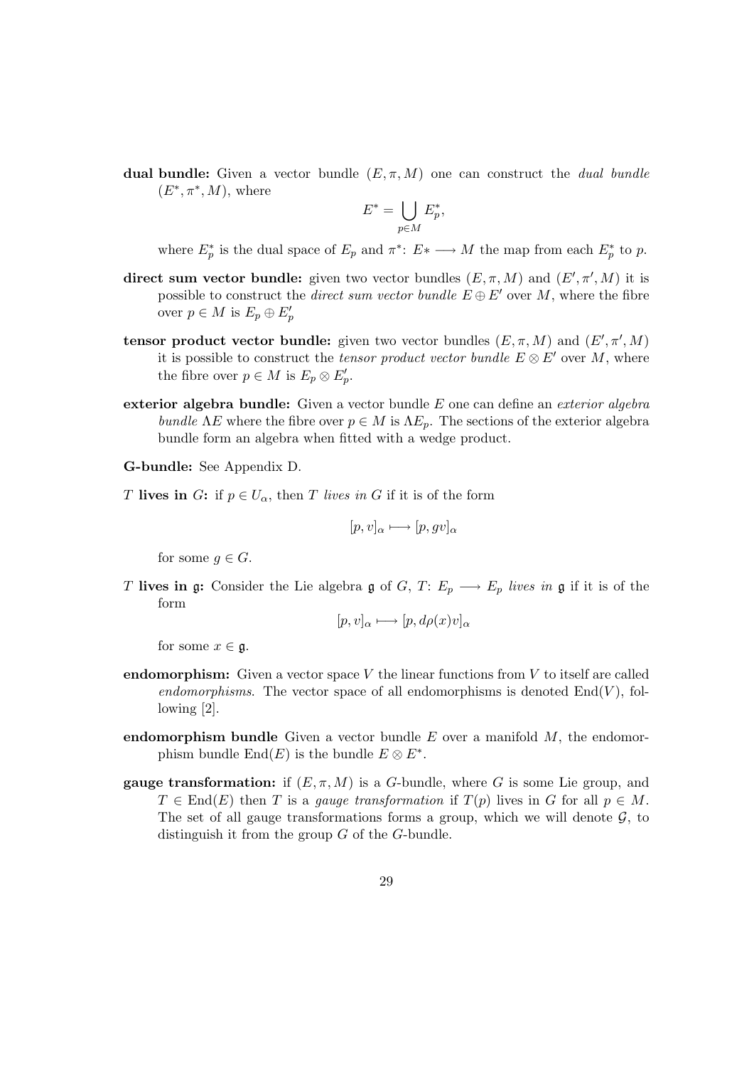**dual bundle:** Given a vector bundle $(E, \pi, M)$ one can construct the *dual bundle* $(E^*, \pi^*, M)$, where

$$E^* = \bigcup_{p \in M} E_p^*,$$

where $E_p^*$ is the dual space of $E_p$ and $\pi^*\colon E* \longrightarrow M$ the map from each $E_p^*$ to $p$.

**direct sum vector bundle:** given two vector bundles $(E, \pi, M)$ and $(E', \pi', M)$ it is possible to construct the *direct sum vector bundle* $E \oplus E'$ over $M$, where the fibre over $p \in M$ is $E_p \oplus E_p'$

**tensor product vector bundle:** given two vector bundles $(E, \pi, M)$ and $(E', \pi', M)$ it is possible to construct the *tensor product vector bundle* $E \otimes E'$ over $M$, where the fibre over $p \in M$ is $E_p \otimes E_p'$.

**exterior algebra bundle:** Given a vector bundle $E$ one can define an *exterior algebra bundle* $\Lambda E$ where the fibre over $p \in M$ is $\Lambda E_p$. The sections of the exterior algebra bundle form an algebra when fitted with a wedge product.

**G-bundle:** See Appendix D.

$T$ **lives in** $G$**:** if $p \in U_\alpha$, then $T$ *lives in* $G$ if it is of the form

$$[p, v]_\alpha \longmapsto [p, gv]_\alpha$$

for some $g \in G$.

$T$ **lives in** $\mathfrak{g}$**:** Consider the Lie algebra $\mathfrak{g}$ of $G$, $T\colon E_p \longrightarrow E_p$ *lives in* $\mathfrak{g}$ if it is of the form

$$[p, v]_\alpha \longmapsto [p, d\rho(x)v]_\alpha$$

for some $x \in \mathfrak{g}$.

**endomorphism:** Given a vector space $V$ the linear functions from $V$ to itself are called *endomorphisms*. The vector space of all endomorphisms is denoted $\mathrm{End}(V)$, following [2].

**endomorphism bundle** Given a vector bundle $E$ over a manifold $M$, the endomorphism bundle $\mathrm{End}(E)$ is the bundle $E \otimes E^*$.

**gauge transformation:** if $(E, \pi, M)$ is a $G$-bundle, where $G$ is some Lie group, and $T \in \mathrm{End}(E)$ then $T$ is a *gauge transformation* if $T(p)$ lives in $G$ for all $p \in M$. The set of all gauge transformations forms a group, which we will denote $\mathcal{G}$, to distinguish it from the group $G$ of the $G$-bundle.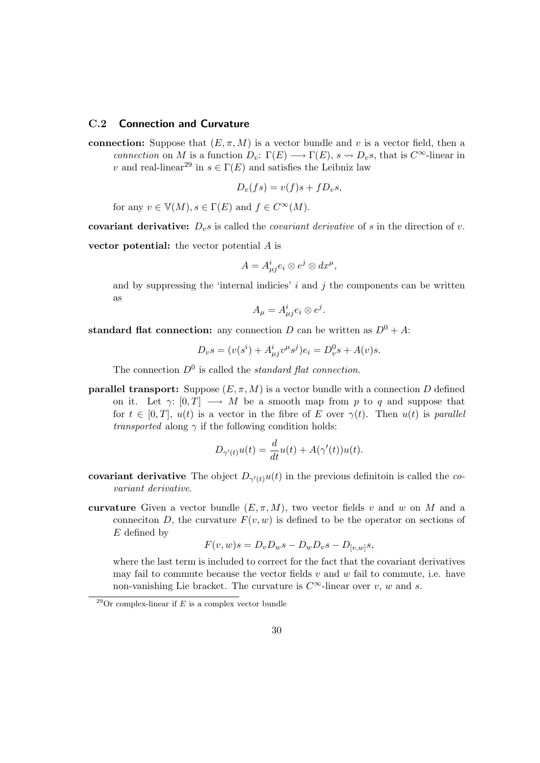### C.2 Connection and Curvature

**connection:** Suppose that $(E, \pi, M)$ is a vector bundle and $v$ is a vector field, then a *connection* on $M$ is a function $D_v \colon \Gamma(E) \longrightarrow \Gamma(E)$, $s \rightsquigarrow D_v s$, that is $C^\infty$-linear in $v$ and real-linear[29] in $s \in \Gamma(E)$ and satisfies the Leibniz law

$$D_v(fs) = v(f)s + fD_v s,$$

for any $v \in \mathbb{V}(M), s \in \Gamma(E)$ and $f \in C^\infty(M)$.

**covariant derivative:** $D_v s$ is called the *covariant derivative* of $s$ in the direction of $v$.

**vector potential:** the vector potential $A$ is

$$A = A^i_{\mu j} e_i \otimes e^j \otimes dx^\mu,$$

and by suppressing the 'internal indicies' $i$ and $j$ the components can be written as

$$A_\mu = A^i_{\mu j} e_i \otimes e^j.$$

**standard flat connection:** any connection $D$ can be written as $D^0 + A$:

$$D_v s = (v(s^i) + A^i_{\mu j} v^\mu s^j) e_i = D^0_v s + A(v)s.$$

The connection $D^0$ is called the *standard flat connection*.

**parallel transport:** Suppose $(E, \pi, M)$ is a vector bundle with a connection $D$ defined on it. Let $\gamma \colon [0, T] \longrightarrow M$ be a smooth map from $p$ to $q$ and suppose that for $t \in [0, T]$, $u(t)$ is a vector in the fibre of $E$ over $\gamma(t)$. Then $u(t)$ is *parallel transported* along $\gamma$ if the following condition holds:

$$D_{\gamma'(t)} u(t) = \frac{d}{dt} u(t) + A(\gamma'(t)) u(t).$$

**covariant derivative** The object $D_{\gamma'(t)} u(t)$ in the previous definitoin is called the *covariant derivative*.

**curvature** Given a vector bundle $(E, \pi, M)$, two vector fields $v$ and $w$ on $M$ and a conneciton $D$, the curvature $F(v, w)$ is defined to be the operator on sections of $E$ defined by

$$F(v, w)s = D_v D_w s - D_w D_v s - D_{[v,w]} s,$$

where the last term is included to correct for the fact that the covariant derivatives may fail to commute because the vector fields $v$ and $w$ fail to commute, i.e. have non-vanishing Lie bracket. The curvature is $C^\infty$-linear over $v$, $w$ and $s$.

[29] Or complex-linear if $E$ is a complex vector bundle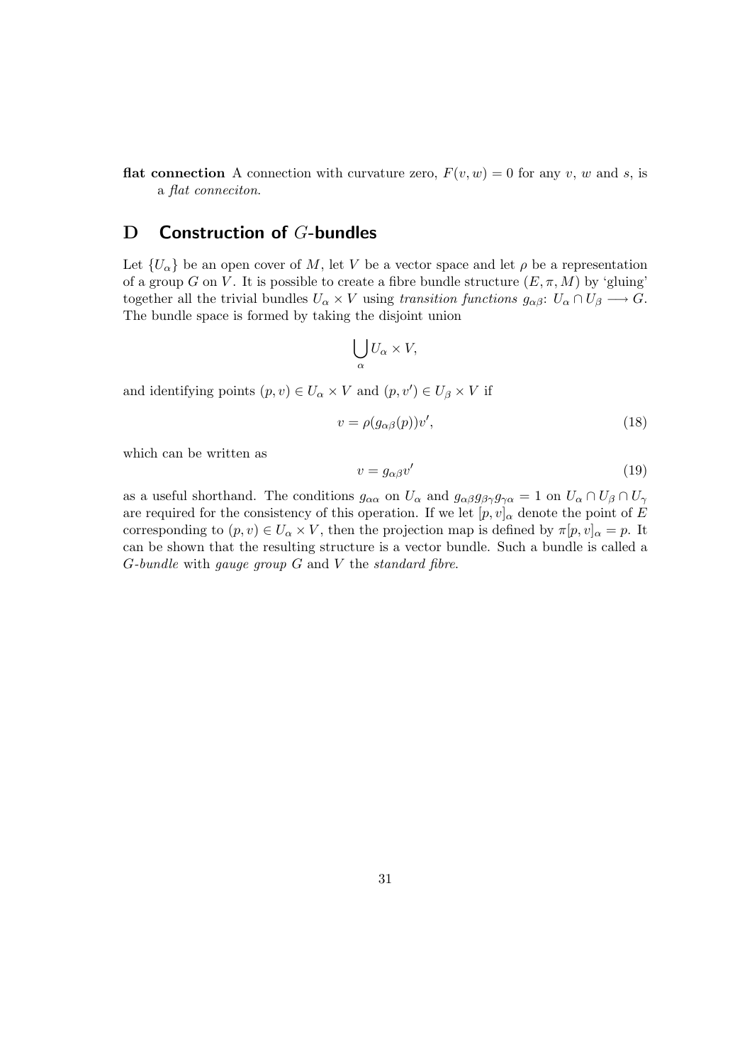**flat connection** A connection with curvature zero, $F(v, w) = 0$ for any $v$, $w$ and $s$, is a *flat conneciton*.

## D Construction of $G$-bundles

Let $\{U_\alpha\}$ be an open cover of $M$, let $V$ be a vector space and let $\rho$ be a representation of a group $G$ on $V$. It is possible to create a fibre bundle structure $(E, \pi, M)$ by 'gluing' together all the trivial bundles $U_\alpha \times V$ using *transition functions* $g_{\alpha\beta}$: $U_\alpha \cap U_\beta \longrightarrow G$. The bundle space is formed by taking the disjoint union

$$\bigcup_\alpha U_\alpha \times V,$$

and identifying points $(p, v) \in U_\alpha \times V$ and $(p, v') \in U_\beta \times V$ if

$$v = \rho(g_{\alpha\beta}(p))v', \tag{18}$$

which can be written as

$$v = g_{\alpha\beta}v' \tag{19}$$

as a useful shorthand. The conditions $g_{\alpha\alpha}$ on $U_\alpha$ and $g_{\alpha\beta}g_{\beta\gamma}g_{\gamma\alpha} = 1$ on $U_\alpha \cap U_\beta \cap U_\gamma$ are required for the consistency of this operation. If we let $[p, v]_\alpha$ denote the point of $E$ corresponding to $(p, v) \in U_\alpha \times V$, then the projection map is defined by $\pi[p, v]_\alpha = p$. It can be shown that the resulting structure is a vector bundle. Such a bundle is called a *$G$-bundle* with *gauge group $G$* and $V$ the *standard fibre*.